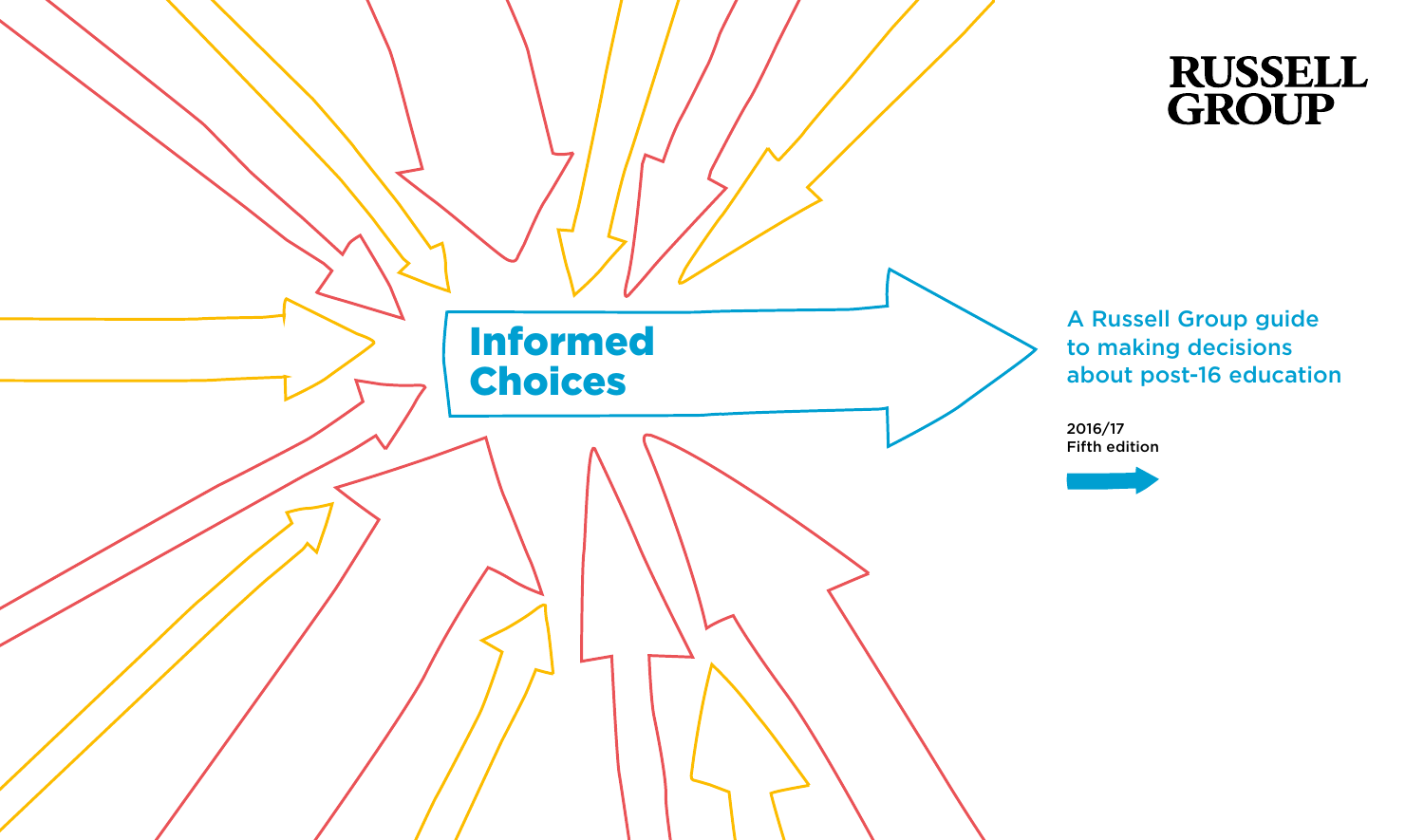RUSSELL GROUP

# Informed Choices

A Russell Group guide to making decisions about post-16 education

2016/17
Fifth edition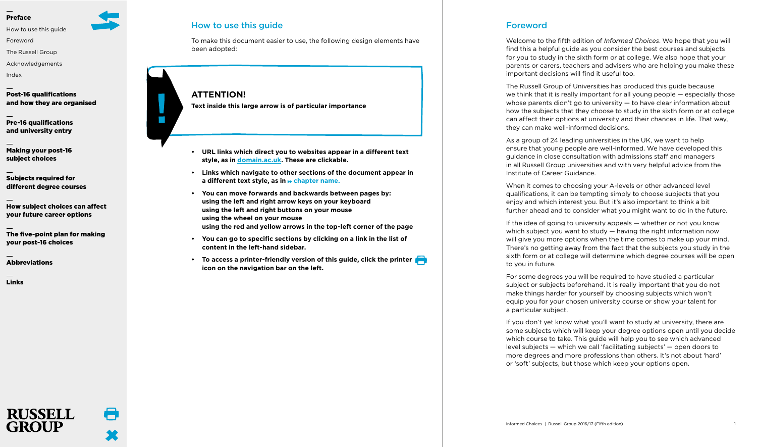## How to use this guide

To make this document easier to use, the following design elements have been adopted:

> **ATTENTION!**
> **Text inside this large arrow is of particular importance**

- **URL links which direct you to websites appear in a different text style, as in domain.ac.uk. These are clickable.**
- **Links which navigate to other sections of the document appear in a different text style, as in chapter name.**
- **You can move forwards and backwards between pages by:**
  **using the left and right arrow keys on your keyboard**
  **using the left and right buttons on your mouse**
  **using the wheel on your mouse**
  **using the red and yellow arrows in the top-left corner of the page**
- **You can go to specific sections by clicking on a link in the list of content in the left-hand sidebar.**
- **To access a printer-friendly version of this guide, click the printer icon on the navigation bar on the left.**

## Foreword

Welcome to the fifth edition of *Informed Choices*. We hope that you will find this a helpful guide as you consider the best courses and subjects for you to study in the sixth form or at college. We also hope that your parents or carers, teachers and advisers who are helping you make these important decisions will find it useful too.

The Russell Group of Universities has produced this guide because we think that it is really important for all young people — especially those whose parents didn't go to university — to have clear information about how the subjects that they choose to study in the sixth form or at college can affect their options at university and their chances in life. That way, they can make well-informed decisions.

As a group of 24 leading universities in the UK, we want to help ensure that young people are well-informed. We have developed this guidance in close consultation with admissions staff and managers in all Russell Group universities and with very helpful advice from the Institute of Career Guidance.

When it comes to choosing your A-levels or other advanced level qualifications, it can be tempting simply to choose subjects that you enjoy and which interest you. But it's also important to think a bit further ahead and to consider what you might want to do in the future.

If the idea of going to university appeals — whether or not you know which subject you want to study — having the right information now will give you more options when the time comes to make up your mind. There's no getting away from the fact that the subjects you study in the sixth form or at college will determine which degree courses will be open to you in future.

For some degrees you will be required to have studied a particular subject or subjects beforehand. It is really important that you do not make things harder for yourself by choosing subjects which won't equip you for your chosen university course or show your talent for a particular subject.

If you don't yet know what you'll want to study at university, there are some subjects which will keep your degree options open until you decide which course to take. This guide will help you to see which advanced level subjects — which we call 'facilitating subjects' — open doors to more degrees and more professions than others. It's not about 'hard' or 'soft' subjects, but those which keep your options open.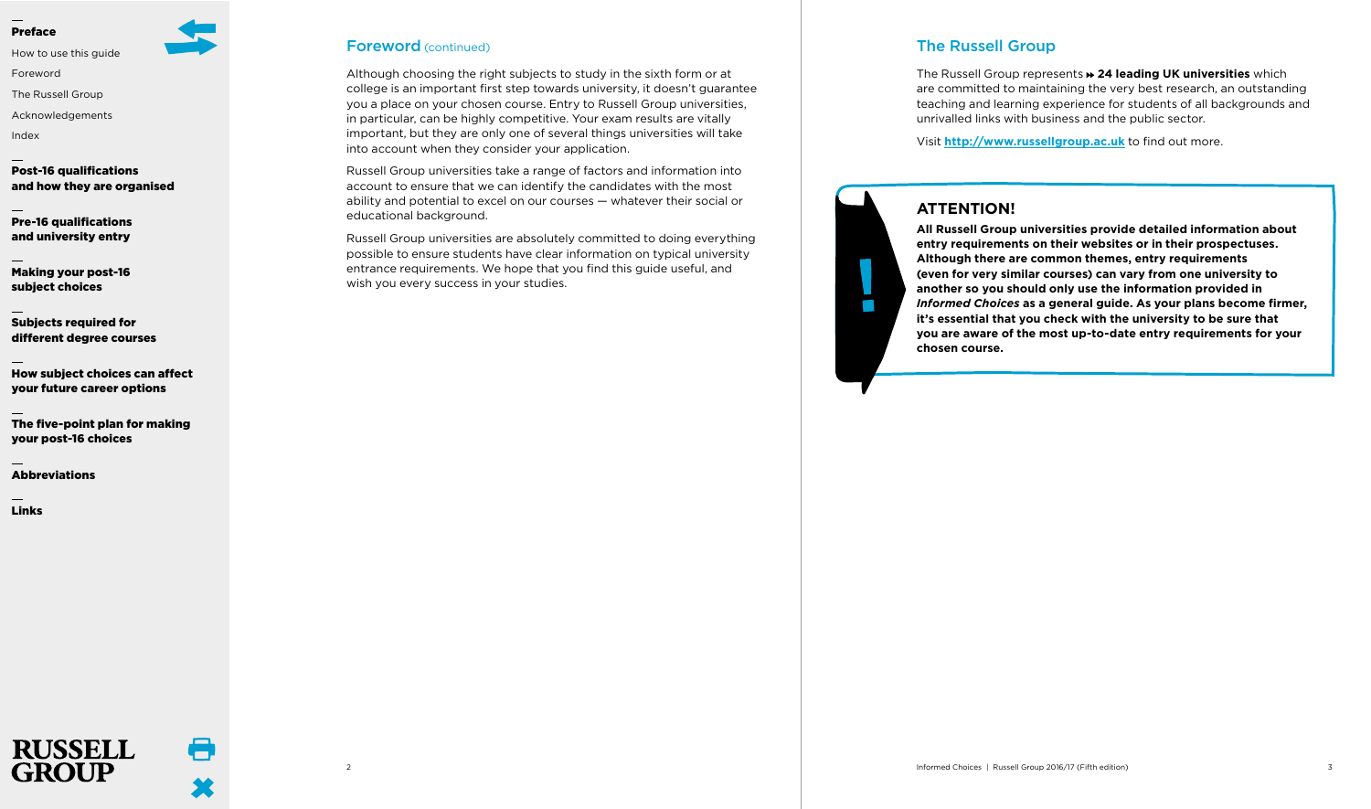## Foreword (continued)

Although choosing the right subjects to study in the sixth form or at college is an important first step towards university, it doesn't guarantee you a place on your chosen course. Entry to Russell Group universities, in particular, can be highly competitive. Your exam results are vitally important, but they are only one of several things universities will take into account when they consider your application.

Russell Group universities take a range of factors and information into account to ensure that we can identify the candidates with the most ability and potential to excel on our courses — whatever their social or educational background.

Russell Group universities are absolutely committed to doing everything possible to ensure students have clear information on typical university entrance requirements. We hope that you find this guide useful, and wish you every success in your studies.

## The Russell Group

The Russell Group represents **24 leading UK universities** which are committed to maintaining the very best research, an outstanding teaching and learning experience for students of all backgrounds and unrivalled links with business and the public sector.

Visit **http://www.russellgroup.ac.uk** to find out more.

### ATTENTION!

**All Russell Group universities provide detailed information about entry requirements on their websites or in their prospectuses. Although there are common themes, entry requirements (even for very similar courses) can vary from one university to another so you should only use the information provided in *Informed Choices* as a general guide. As your plans become firmer, it's essential that you check with the university to be sure that you are aware of the most up-to-date entry requirements for your chosen course.**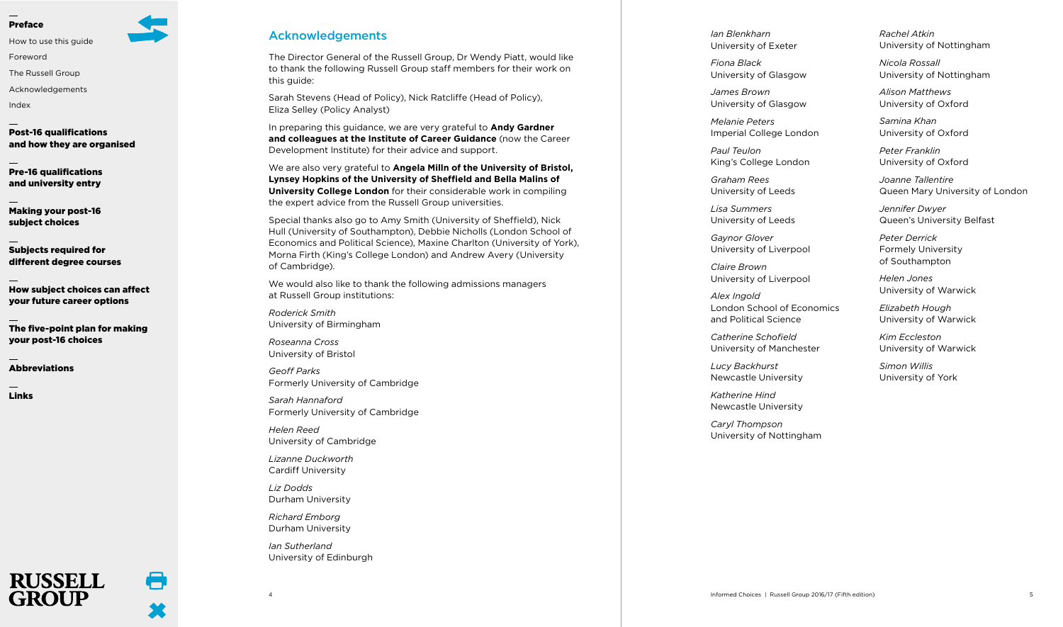## Acknowledgements

The Director General of the Russell Group, Dr Wendy Piatt, would like to thank the following Russell Group staff members for their work on this guide:

Sarah Stevens (Head of Policy), Nick Ratcliffe (Head of Policy), Eliza Selley (Policy Analyst)

In preparing this guidance, we are very grateful to **Andy Gardner and colleagues at the Institute of Career Guidance** (now the Career Development Institute) for their advice and support.

We are also very grateful to **Angela Milln of the University of Bristol, Lynsey Hopkins of the University of Sheffield and Bella Malins of University College London** for their considerable work in compiling the expert advice from the Russell Group universities.

Special thanks also go to Amy Smith (University of Sheffield), Nick Hull (University of Southampton), Debbie Nicholls (London School of Economics and Political Science), Maxine Charlton (University of York), Morna Firth (King's College London) and Andrew Avery (University of Cambridge).

We would also like to thank the following admissions managers at Russell Group institutions:

*Roderick Smith*
University of Birmingham

*Roseanna Cross*
University of Bristol

*Geoff Parks*
Formerly University of Cambridge

*Sarah Hannaford*
Formerly University of Cambridge

*Helen Reed*
University of Cambridge

*Lizanne Duckworth*
Cardiff University

*Liz Dodds*
Durham University

*Richard Emborg*
Durham University

*Ian Sutherland*
University of Edinburgh

*Ian Blenkharn*
University of Exeter

*Fiona Black*
University of Glasgow

*James Brown*
University of Glasgow

*Melanie Peters*
Imperial College London

*Paul Teulon*
King's College London

*Graham Rees*
University of Leeds

*Lisa Summers*
University of Leeds

*Gaynor Glover*
University of Liverpool

*Claire Brown*
University of Liverpool

*Alex Ingold*
London School of Economics and Political Science

*Catherine Schofield*
University of Manchester

*Lucy Backhurst*
Newcastle University

*Katherine Hind*
Newcastle University

*Caryl Thompson*
University of Nottingham

*Rachel Atkin*
University of Nottingham

*Nicola Rossall*
University of Nottingham

*Alison Matthews*
University of Oxford

*Samina Khan*
University of Oxford

*Peter Franklin*
University of Oxford

*Joanne Tallentire*
Queen Mary University of London

*Jennifer Dwyer*
Queen's University Belfast

*Peter Derrick*
Formely University of Southampton

*Helen Jones*
University of Warwick

*Elizabeth Hough*
University of Warwick

*Kim Eccleston*
University of Warwick

*Simon Willis*
University of York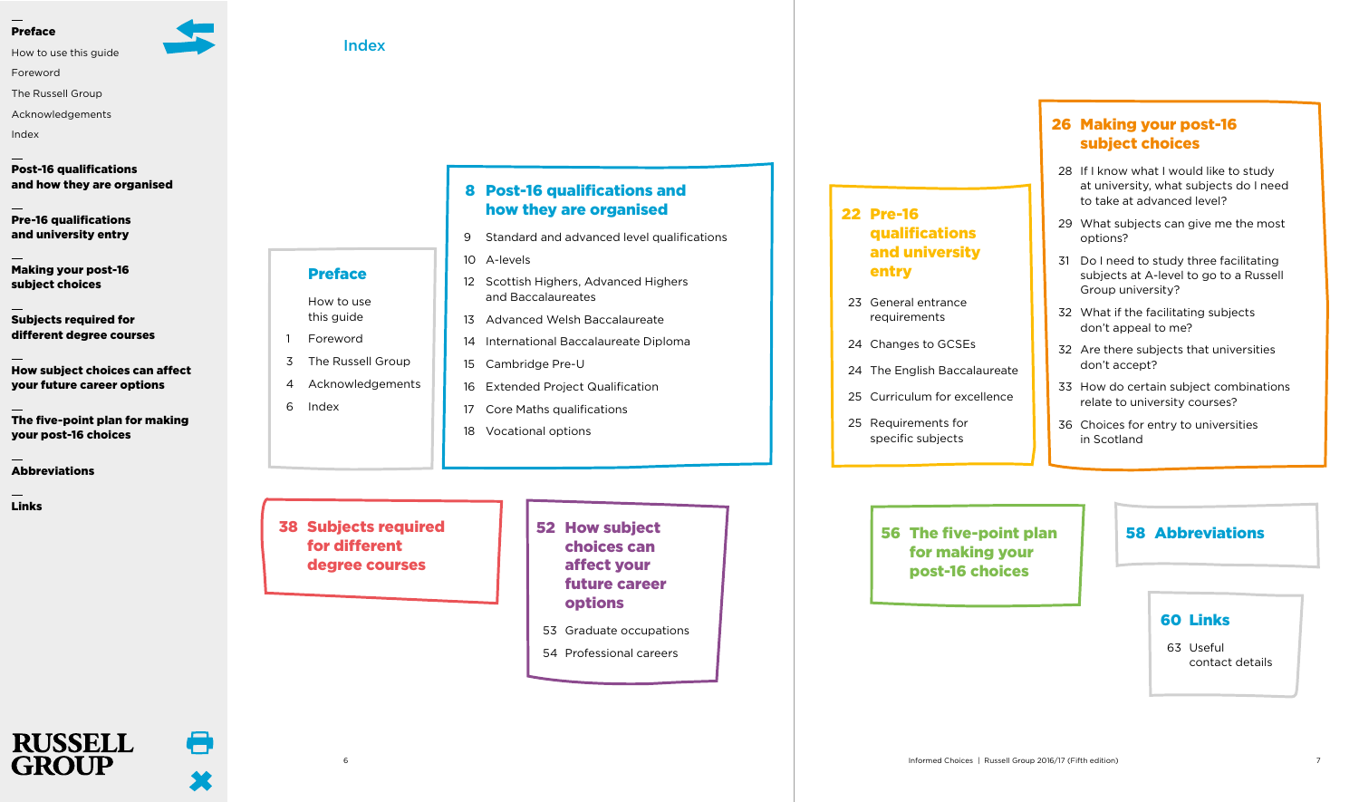# Index

## Preface

- How to use this guide
- 1 Foreword
- 3 The Russell Group
- 4 Acknowledgements
- 6 Index

## 8 Post-16 qualifications and how they are organised

- 9 Standard and advanced level qualifications
- 10 A-levels
- 12 Scottish Highers, Advanced Highers and Baccalaureates
- 13 Advanced Welsh Baccalaureate
- 14 International Baccalaureate Diploma
- 15 Cambridge Pre-U
- 16 Extended Project Qualification
- 17 Core Maths qualifications
- 18 Vocational options

## 38 Subjects required for different degree courses

## 52 How subject choices can affect your future career options

- 53 Graduate occupations
- 54 Professional careers

## 22 Pre-16 qualifications and university entry

- 23 General entrance requirements
- 24 Changes to GCSEs
- 24 The English Baccalaureate
- 25 Curriculum for excellence
- 25 Requirements for specific subjects

## 26 Making your post-16 subject choices

- 28 If I know what I would like to study at university, what subjects do I need to take at advanced level?
- 29 What subjects can give me the most options?
- 31 Do I need to study three facilitating subjects at A-level to go to a Russell Group university?
- 32 What if the facilitating subjects don't appeal to me?
- 32 Are there subjects that universities don't accept?
- 33 How do certain subject combinations relate to university courses?
- 36 Choices for entry to universities in Scotland

## 56 The five-point plan for making your post-16 choices

## 58 Abbreviations

## 60 Links

- 63 Useful contact details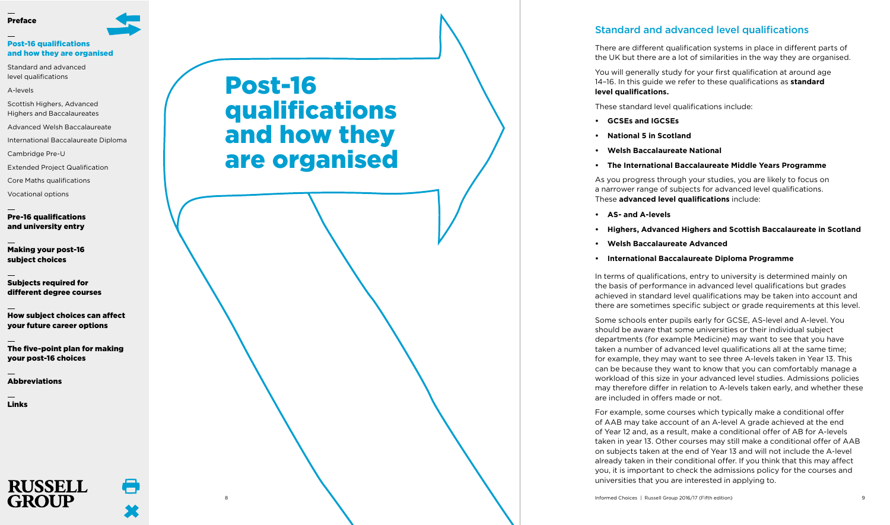# Post-16 qualifications and how they are organised

## Standard and advanced level qualifications

There are different qualification systems in place in different parts of the UK but there are a lot of similarities in the way they are organised.

You will generally study for your first qualification at around age 14–16. In this guide we refer to these qualifications as **standard level qualifications.**

These standard level qualifications include:

- **GCSEs and IGCSEs**
- **National 5 in Scotland**
- **Welsh Baccalaureate National**
- **The International Baccalaureate Middle Years Programme**

As you progress through your studies, you are likely to focus on a narrower range of subjects for advanced level qualifications. These **advanced level qualifications** include:

- **AS- and A-levels**
- **Highers, Advanced Highers and Scottish Baccalaureate in Scotland**
- **Welsh Baccalaureate Advanced**
- **International Baccalaureate Diploma Programme**

In terms of qualifications, entry to university is determined mainly on the basis of performance in advanced level qualifications but grades achieved in standard level qualifications may be taken into account and there are sometimes specific subject or grade requirements at this level.

Some schools enter pupils early for GCSE, AS-level and A-level. You should be aware that some universities or their individual subject departments (for example Medicine) may want to see that you have taken a number of advanced level qualifications all at the same time; for example, they may want to see three A-levels taken in Year 13. This can be because they want to know that you can comfortably manage a workload of this size in your advanced level studies. Admissions policies may therefore differ in relation to A-levels taken early, and whether these are included in offers made or not.

For example, some courses which typically make a conditional offer of AAB may take account of an A-level A grade achieved at the end of Year 12 and, as a result, make a conditional offer of AB for A-levels taken in year 13. Other courses may still make a conditional offer of AAB on subjects taken at the end of Year 13 and will not include the A-level already taken in their conditional offer. If you think that this may affect you, it is important to check the admissions policy for the courses and universities that you are interested in applying to.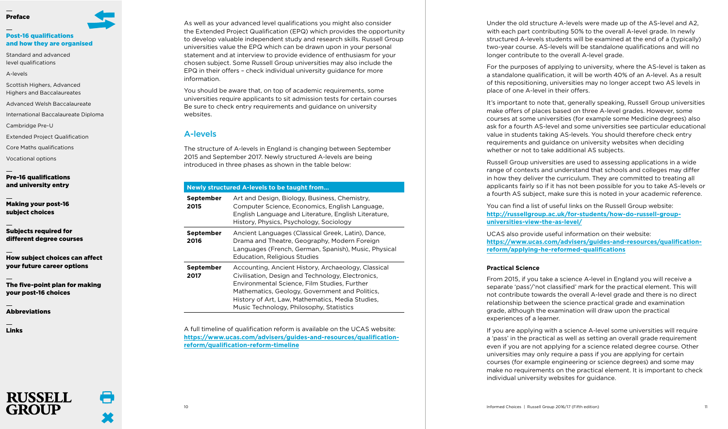As well as your advanced level qualifications you might also consider the Extended Project Qualification (EPQ) which provides the opportunity to develop valuable independent study and research skills. Russell Group universities value the EPQ which can be drawn upon in your personal statement and at interview to provide evidence of enthusiasm for your chosen subject. Some Russell Group universities may also include the EPQ in their offers – check individual university guidance for more information.

You should be aware that, on top of academic requirements, some universities require applicants to sit admission tests for certain courses Be sure to check entry requirements and guidance on university websites.

## A-levels

The structure of A-levels in England is changing between September 2015 and September 2017. Newly structured A-levels are being introduced in three phases as shown in the table below:

| Newly structured A-levels to be taught from... | |
|---|---|
| **September 2015** | Art and Design, Biology, Business, Chemistry, Computer Science, Economics, English Language, English Language and Literature, English Literature, History, Physics, Psychology, Sociology |
| **September 2016** | Ancient Languages (Classical Greek, Latin), Dance, Drama and Theatre, Geography, Modern Foreign Languages (French, German, Spanish), Music, Physical Education, Religious Studies |
| **September 2017** | Accounting, Ancient History, Archaeology, Classical Civilisation, Design and Technology, Electronics, Environmental Science, Film Studies, Further Mathematics, Geology, Government and Politics, History of Art, Law, Mathematics, Media Studies, Music Technology, Philosophy, Statistics |

A full timeline of qualification reform is available on the UCAS website: https://www.ucas.com/advisers/guides-and-resources/qualification-reform/qualification-reform-timeline

Under the old structure A-levels were made up of the AS-level and A2, with each part contributing 50% to the overall A-level grade. In newly structured A-levels students will be examined at the end of a (typically) two-year course. AS-levels will be standalone qualifications and will no longer contribute to the overall A-level grade.

For the purposes of applying to university, where the AS-level is taken as a standalone qualification, it will be worth 40% of an A-level. As a result of this repositioning, universities may no longer accept two AS levels in place of one A-level in their offers.

It's important to note that, generally speaking, Russell Group universities make offers of places based on three A-level grades. However, some courses at some universities (for example some Medicine degrees) also ask for a fourth AS-level and some universities see particular educational value in students taking AS-levels. You should therefore check entry requirements and guidance on university websites when deciding whether or not to take additional AS subjects.

Russell Group universities are used to assessing applications in a wide range of contexts and understand that schools and colleges may differ in how they deliver the curriculum. They are committed to treating all applicants fairly so if it has not been possible for you to take AS-levels or a fourth AS subject, make sure this is noted in your academic reference.

You can find a list of useful links on the Russell Group website: http://russellgroup.ac.uk/for-students/how-do-russell-group-universities-view-the-as-level/

UCAS also provide useful information on their website: https://www.ucas.com/advisers/guides-and-resources/qualification-reform/applying-he-reformed-qualifications

### Practical Science

From 2015, if you take a science A-level in England you will receive a separate 'pass'/'not classified' mark for the practical element. This will not contribute towards the overall A-level grade and there is no direct relationship between the science practical grade and examination grade, although the examination will draw upon the practical experiences of a learner.

If you are applying with a science A-level some universities will require a 'pass' in the practical as well as setting an overall grade requirement even if you are not applying for a science related degree course. Other universities may only require a pass if you are applying for certain courses (for example engineering or science degrees) and some may make no requirements on the practical element. It is important to check individual university websites for guidance.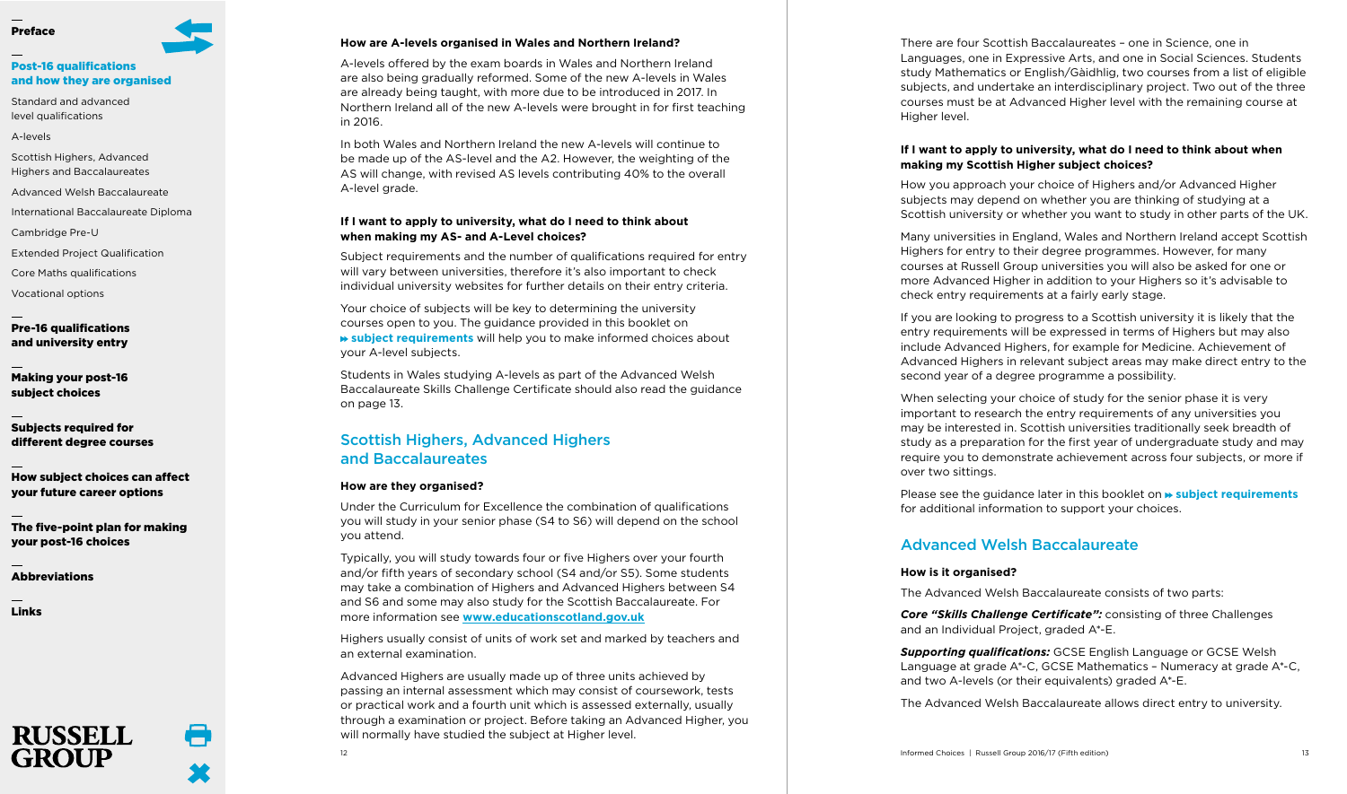**How are A-levels organised in Wales and Northern Ireland?**

A-levels offered by the exam boards in Wales and Northern Ireland are also being gradually reformed. Some of the new A-levels in Wales are already being taught, with more due to be introduced in 2017. In Northern Ireland all of the new A-levels were brought in for first teaching in 2016.

In both Wales and Northern Ireland the new A-levels will continue to be made up of the AS-level and the A2. However, the weighting of the AS will change, with revised AS levels contributing 40% to the overall A-level grade.

**If I want to apply to university, what do I need to think about when making my AS- and A-Level choices?**

Subject requirements and the number of qualifications required for entry will vary between universities, therefore it's also important to check individual university websites for further details on their entry criteria.

Your choice of subjects will be key to determining the university courses open to you. The guidance provided in this booklet on **subject requirements** will help you to make informed choices about your A-level subjects.

Students in Wales studying A-levels as part of the Advanced Welsh Baccalaureate Skills Challenge Certificate should also read the guidance on page 13.

## Scottish Highers, Advanced Highers and Baccalaureates

**How are they organised?**

Under the Curriculum for Excellence the combination of qualifications you will study in your senior phase (S4 to S6) will depend on the school you attend.

Typically, you will study towards four or five Highers over your fourth and/or fifth years of secondary school (S4 and/or S5). Some students may take a combination of Highers and Advanced Highers between S4 and S6 and some may also study for the Scottish Baccalaureate. For more information see **www.educationscotland.gov.uk**

Highers usually consist of units of work set and marked by teachers and an external examination.

Advanced Highers are usually made up of three units achieved by passing an internal assessment which may consist of coursework, tests or practical work and a fourth unit which is assessed externally, usually through a examination or project. Before taking an Advanced Higher, you will normally have studied the subject at Higher level.

There are four Scottish Baccalaureates – one in Science, one in Languages, one in Expressive Arts, and one in Social Sciences. Students study Mathematics or English/Gàidhlig, two courses from a list of eligible subjects, and undertake an interdisciplinary project. Two out of the three courses must be at Advanced Higher level with the remaining course at Higher level.

**If I want to apply to university, what do I need to think about when making my Scottish Higher subject choices?**

How you approach your choice of Highers and/or Advanced Higher subjects may depend on whether you are thinking of studying at a Scottish university or whether you want to study in other parts of the UK.

Many universities in England, Wales and Northern Ireland accept Scottish Highers for entry to their degree programmes. However, for many courses at Russell Group universities you will also be asked for one or more Advanced Higher in addition to your Highers so it's advisable to check entry requirements at a fairly early stage.

If you are looking to progress to a Scottish university it is likely that the entry requirements will be expressed in terms of Highers but may also include Advanced Highers, for example for Medicine. Achievement of Advanced Highers in relevant subject areas may make direct entry to the second year of a degree programme a possibility.

When selecting your choice of study for the senior phase it is very important to research the entry requirements of any universities you may be interested in. Scottish universities traditionally seek breadth of study as a preparation for the first year of undergraduate study and may require you to demonstrate achievement across four subjects, or more if over two sittings.

Please see the guidance later in this booklet on **subject requirements** for additional information to support your choices.

## Advanced Welsh Baccalaureate

**How is it organised?**

The Advanced Welsh Baccalaureate consists of two parts:

***Core "Skills Challenge Certificate":*** consisting of three Challenges and an Individual Project, graded A*-E.

***Supporting qualifications:*** GCSE English Language or GCSE Welsh Language at grade A*-C, GCSE Mathematics – Numeracy at grade A*-C, and two A-levels (or their equivalents) graded A*-E.

The Advanced Welsh Baccalaureate allows direct entry to university.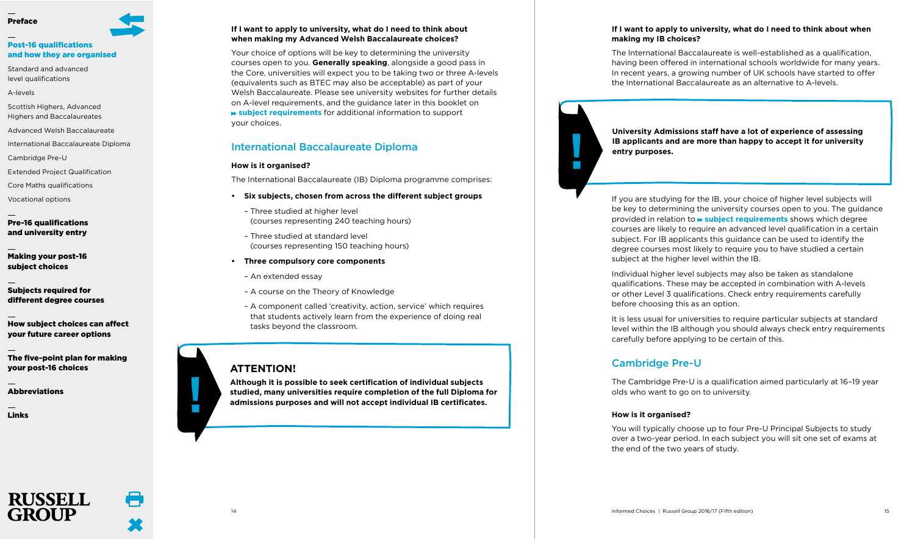**If I want to apply to university, what do I need to think about when making my Advanced Welsh Baccalaureate choices?**

Your choice of options will be key to determining the university courses open to you. **Generally speaking**, alongside a good pass in the Core, universities will expect you to be taking two or three A-levels (equivalents such as BTEC may also be acceptable) as part of your Welsh Baccalaureate. Please see university websites for further details on A-level requirements, and the guidance later in this booklet on **subject requirements** for additional information to support your choices.

## International Baccalaureate Diploma

**How is it organised?**

The International Baccalaureate (IB) Diploma programme comprises:

- **Six subjects, chosen from across the different subject groups**
  - Three studied at higher level (courses representing 240 teaching hours)
  - Three studied at standard level (courses representing 150 teaching hours)
- **Three compulsory core components**
  - An extended essay
  - A course on the Theory of Knowledge
  - A component called 'creativity, action, service' which requires that students actively learn from the experience of doing real tasks beyond the classroom.

**ATTENTION!**

**Although it is possible to seek certification of individual subjects studied, many universities require completion of the full Diploma for admissions purposes and will not accept individual IB certificates.**

**If I want to apply to university, what do I need to think about when making my IB choices?**

The International Baccalaureate is well-established as a qualification, having been offered in international schools worldwide for many years. In recent years, a growing number of UK schools have started to offer the International Baccalaureate as an alternative to A-levels.

**University Admissions staff have a lot of experience of assessing IB applicants and are more than happy to accept it for university entry purposes.**

If you are studying for the IB, your choice of higher level subjects will be key to determining the university courses open to you. The guidance provided in relation to **subject requirements** shows which degree courses are likely to require an advanced level qualification in a certain subject. For IB applicants this guidance can be used to identify the degree courses most likely to require you to have studied a certain subject at the higher level within the IB.

Individual higher level subjects may also be taken as standalone qualifications. These may be accepted in combination with A-levels or other Level 3 qualifications. Check entry requirements carefully before choosing this as an option.

It is less usual for universities to require particular subjects at standard level within the IB although you should always check entry requirements carefully before applying to be certain of this.

## Cambridge Pre-U

The Cambridge Pre-U is a qualification aimed particularly at 16–19 year olds who want to go on to university.

**How is it organised?**

You will typically choose up to four Pre-U Principal Subjects to study over a two-year period. In each subject you will sit one set of exams at the end of the two years of study.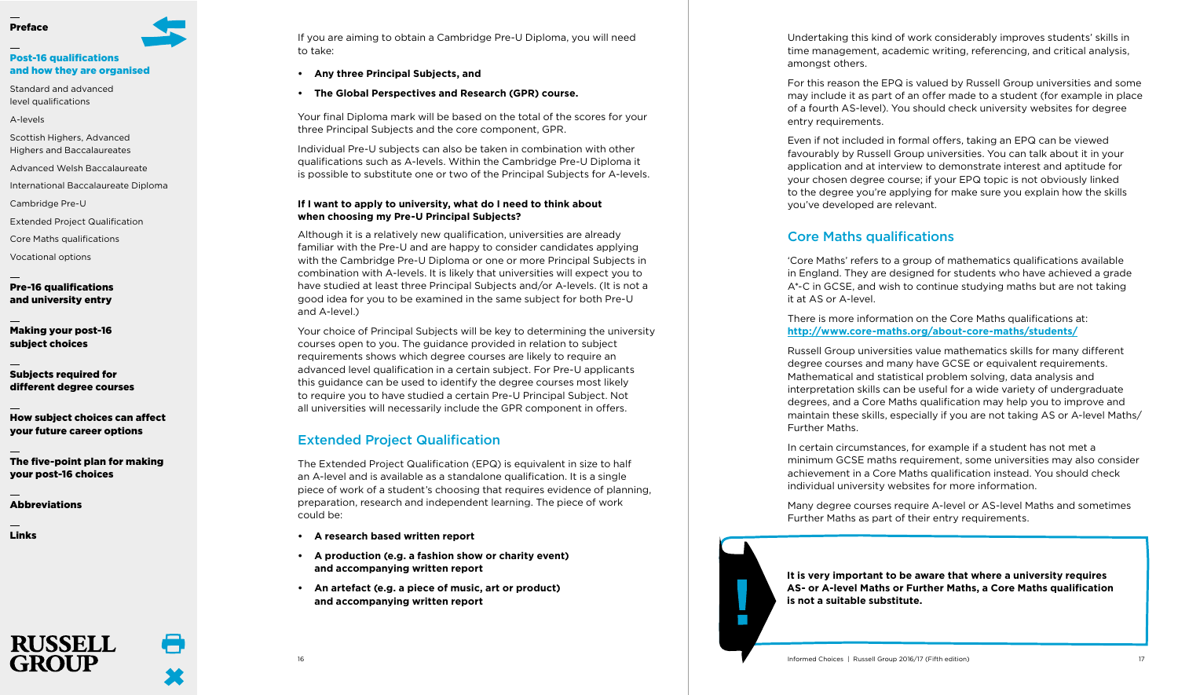If you are aiming to obtain a Cambridge Pre-U Diploma, you will need to take:

- **Any three Principal Subjects, and**
- **The Global Perspectives and Research (GPR) course.**

Your final Diploma mark will be based on the total of the scores for your three Principal Subjects and the core component, GPR.

Individual Pre-U subjects can also be taken in combination with other qualifications such as A-levels. Within the Cambridge Pre-U Diploma it is possible to substitute one or two of the Principal Subjects for A-levels.

**If I want to apply to university, what do I need to think about when choosing my Pre-U Principal Subjects?**

Although it is a relatively new qualification, universities are already familiar with the Pre-U and are happy to consider candidates applying with the Cambridge Pre-U Diploma or one or more Principal Subjects in combination with A-levels. It is likely that universities will expect you to have studied at least three Principal Subjects and/or A-levels. (It is not a good idea for you to be examined in the same subject for both Pre-U and A-level.)

Your choice of Principal Subjects will be key to determining the university courses open to you. The guidance provided in relation to subject requirements shows which degree courses are likely to require an advanced level qualification in a certain subject. For Pre-U applicants this guidance can be used to identify the degree courses most likely to require you to have studied a certain Pre-U Principal Subject. Not all universities will necessarily include the GPR component in offers.

## Extended Project Qualification

The Extended Project Qualification (EPQ) is equivalent in size to half an A-level and is available as a standalone qualification. It is a single piece of work of a student's choosing that requires evidence of planning, preparation, research and independent learning. The piece of work could be:

- **A research based written report**
- **A production (e.g. a fashion show or charity event) and accompanying written report**
- **An artefact (e.g. a piece of music, art or product) and accompanying written report**

Undertaking this kind of work considerably improves students' skills in time management, academic writing, referencing, and critical analysis, amongst others.

For this reason the EPQ is valued by Russell Group universities and some may include it as part of an offer made to a student (for example in place of a fourth AS-level). You should check university websites for degree entry requirements.

Even if not included in formal offers, taking an EPQ can be viewed favourably by Russell Group universities. You can talk about it in your application and at interview to demonstrate interest and aptitude for your chosen degree course; if your EPQ topic is not obviously linked to the degree you're applying for make sure you explain how the skills you've developed are relevant.

## Core Maths qualifications

'Core Maths' refers to a group of mathematics qualifications available in England. They are designed for students who have achieved a grade A*-C in GCSE, and wish to continue studying maths but are not taking it at AS or A-level.

There is more information on the Core Maths qualifications at: **http://www.core-maths.org/about-core-maths/students/**

Russell Group universities value mathematics skills for many different degree courses and many have GCSE or equivalent requirements. Mathematical and statistical problem solving, data analysis and interpretation skills can be useful for a wide variety of undergraduate degrees, and a Core Maths qualification may help you to improve and maintain these skills, especially if you are not taking AS or A-level Maths/Further Maths.

In certain circumstances, for example if a student has not met a minimum GCSE maths requirement, some universities may also consider achievement in a Core Maths qualification instead. You should check individual university websites for more information.

Many degree courses require A-level or AS-level Maths and sometimes Further Maths as part of their entry requirements.

**It is very important to be aware that where a university requires AS- or A-level Maths or Further Maths, a Core Maths qualification is not a suitable substitute.**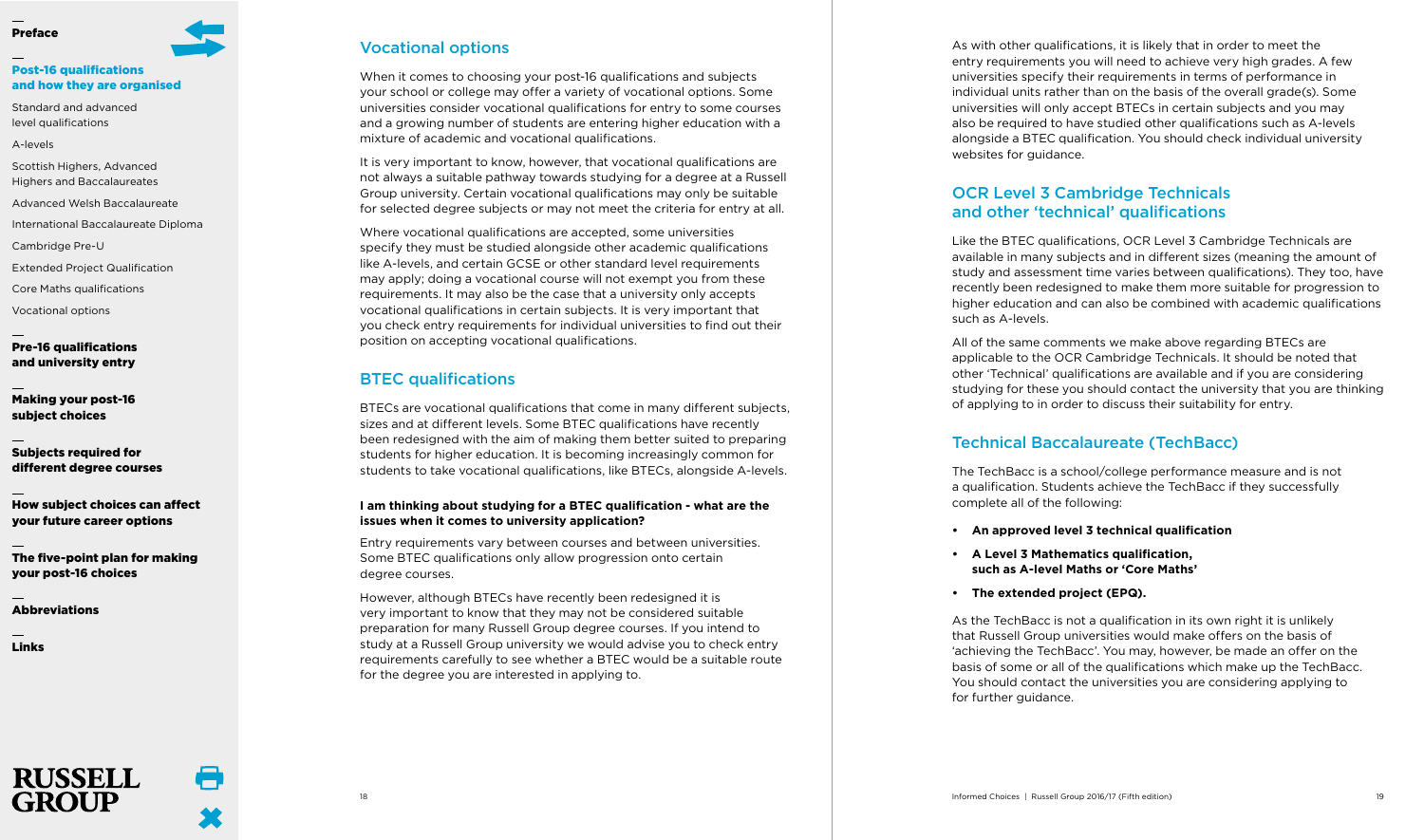## Vocational options

When it comes to choosing your post-16 qualifications and subjects your school or college may offer a variety of vocational options. Some universities consider vocational qualifications for entry to some courses and a growing number of students are entering higher education with a mixture of academic and vocational qualifications.

It is very important to know, however, that vocational qualifications are not always a suitable pathway towards studying for a degree at a Russell Group university. Certain vocational qualifications may only be suitable for selected degree subjects or may not meet the criteria for entry at all.

Where vocational qualifications are accepted, some universities specify they must be studied alongside other academic qualifications like A-levels, and certain GCSE or other standard level requirements may apply; doing a vocational course will not exempt you from these requirements. It may also be the case that a university only accepts vocational qualifications in certain subjects. It is very important that you check entry requirements for individual universities to find out their position on accepting vocational qualifications.

## BTEC qualifications

BTECs are vocational qualifications that come in many different subjects, sizes and at different levels. Some BTEC qualifications have recently been redesigned with the aim of making them better suited to preparing students for higher education. It is becoming increasingly common for students to take vocational qualifications, like BTECs, alongside A-levels.

**I am thinking about studying for a BTEC qualification - what are the issues when it comes to university application?**

Entry requirements vary between courses and between universities. Some BTEC qualifications only allow progression onto certain degree courses.

However, although BTECs have recently been redesigned it is very important to know that they may not be considered suitable preparation for many Russell Group degree courses. If you intend to study at a Russell Group university we would advise you to check entry requirements carefully to see whether a BTEC would be a suitable route for the degree you are interested in applying to.

As with other qualifications, it is likely that in order to meet the entry requirements you will need to achieve very high grades. A few universities specify their requirements in terms of performance in individual units rather than on the basis of the overall grade(s). Some universities will only accept BTECs in certain subjects and you may also be required to have studied other qualifications such as A-levels alongside a BTEC qualification. You should check individual university websites for guidance.

## OCR Level 3 Cambridge Technicals and other 'technical' qualifications

Like the BTEC qualifications, OCR Level 3 Cambridge Technicals are available in many subjects and in different sizes (meaning the amount of study and assessment time varies between qualifications). They too, have recently been redesigned to make them more suitable for progression to higher education and can also be combined with academic qualifications such as A-levels.

All of the same comments we make above regarding BTECs are applicable to the OCR Cambridge Technicals. It should be noted that other 'Technical' qualifications are available and if you are considering studying for these you should contact the university that you are thinking of applying to in order to discuss their suitability for entry.

## Technical Baccalaureate (TechBacc)

The TechBacc is a school/college performance measure and is not a qualification. Students achieve the TechBacc if they successfully complete all of the following:

- **An approved level 3 technical qualification**
- **A Level 3 Mathematics qualification, such as A-level Maths or 'Core Maths'**
- **The extended project (EPQ).**

As the TechBacc is not a qualification in its own right it is unlikely that Russell Group universities would make offers on the basis of 'achieving the TechBacc'. You may, however, be made an offer on the basis of some or all of the qualifications which make up the TechBacc. You should contact the universities you are considering applying to for further guidance.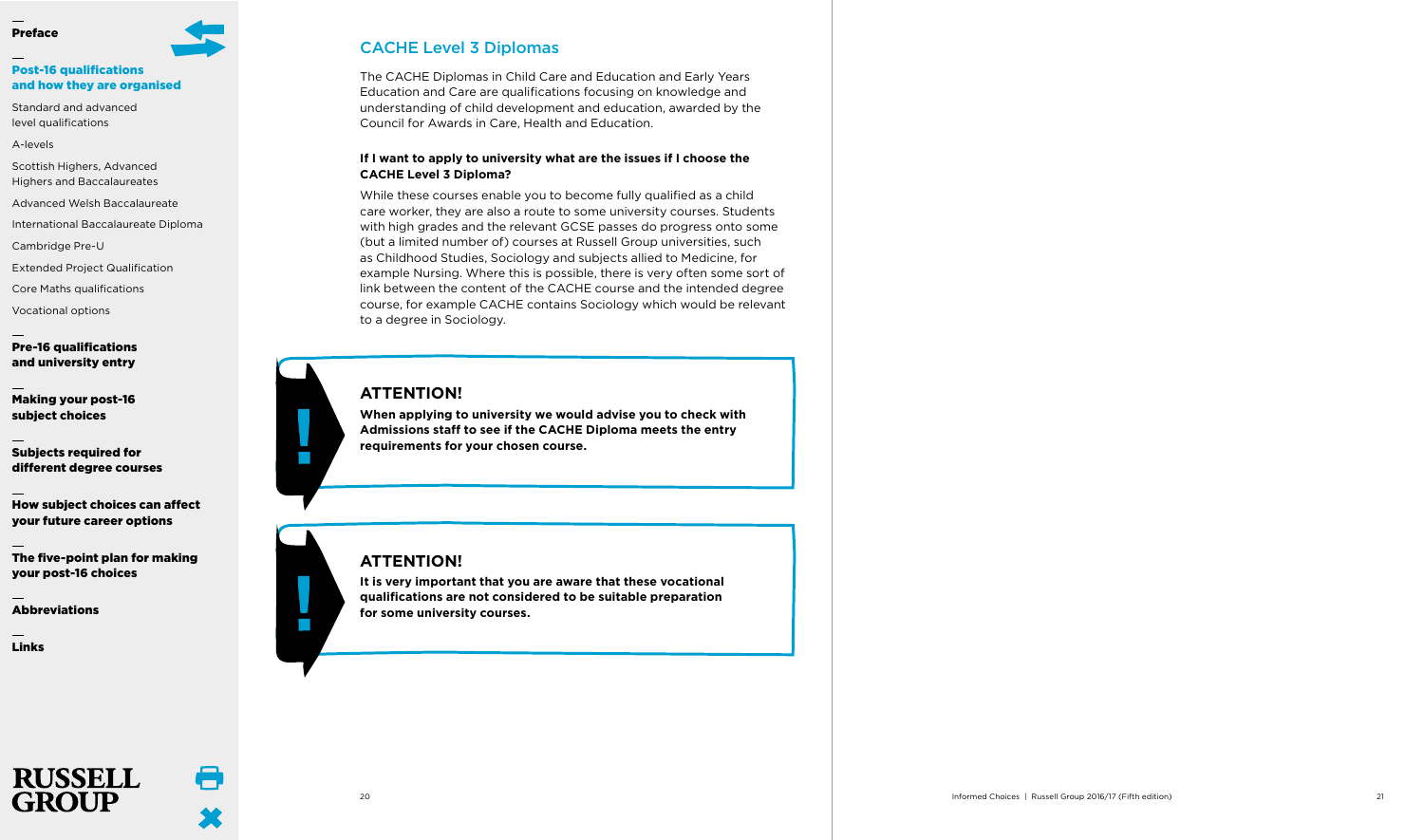## CACHE Level 3 Diplomas

The CACHE Diplomas in Child Care and Education and Early Years Education and Care are qualifications focusing on knowledge and understanding of child development and education, awarded by the Council for Awards in Care, Health and Education.

**If I want to apply to university what are the issues if I choose the CACHE Level 3 Diploma?**

While these courses enable you to become fully qualified as a child care worker, they are also a route to some university courses. Students with high grades and the relevant GCSE passes do progress onto some (but a limited number of) courses at Russell Group universities, such as Childhood Studies, Sociology and subjects allied to Medicine, for example Nursing. Where this is possible, there is very often some sort of link between the content of the CACHE course and the intended degree course, for example CACHE contains Sociology which would be relevant to a degree in Sociology.

### ATTENTION!

**When applying to university we would advise you to check with Admissions staff to see if the CACHE Diploma meets the entry requirements for your chosen course.**

### ATTENTION!

**It is very important that you are aware that these vocational qualifications are not considered to be suitable preparation for some university courses.**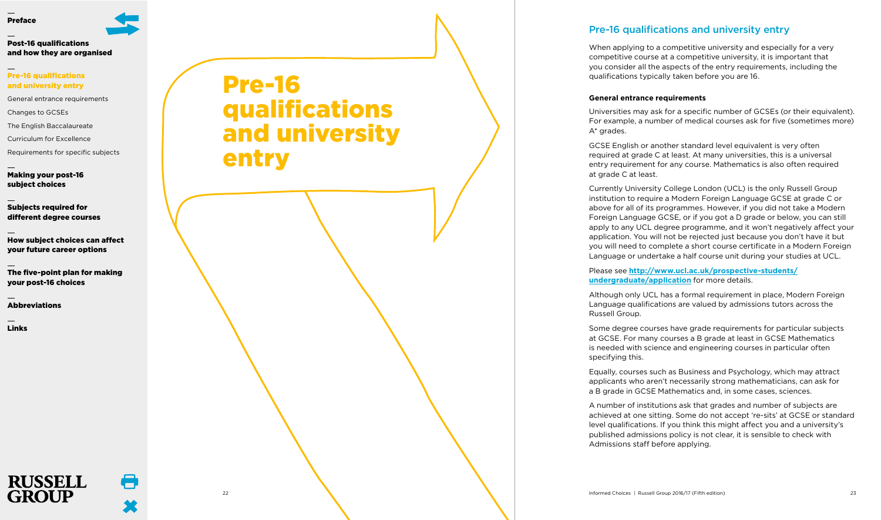# Pre-16 qualifications and university entry

## Pre-16 qualifications and university entry

When applying to a competitive university and especially for a very competitive course at a competitive university, it is important that you consider all the aspects of the entry requirements, including the qualifications typically taken before you are 16.

### General entrance requirements

Universities may ask for a specific number of GCSEs (or their equivalent). For example, a number of medical courses ask for five (sometimes more) A* grades.

GCSE English or another standard level equivalent is very often required at grade C at least. At many universities, this is a universal entry requirement for any course. Mathematics is also often required at grade C at least.

Currently University College London (UCL) is the only Russell Group institution to require a Modern Foreign Language GCSE at grade C or above for all of its programmes. However, if you did not take a Modern Foreign Language GCSE, or if you got a D grade or below, you can still apply to any UCL degree programme, and it won't negatively affect your application. You will not be rejected just because you don't have it but you will need to complete a short course certificate in a Modern Foreign Language or undertake a half course unit during your studies at UCL.

Please see **http://www.ucl.ac.uk/prospective-students/undergraduate/application** for more details.

Although only UCL has a formal requirement in place, Modern Foreign Language qualifications are valued by admissions tutors across the Russell Group.

Some degree courses have grade requirements for particular subjects at GCSE. For many courses a B grade at least in GCSE Mathematics is needed with science and engineering courses in particular often specifying this.

Equally, courses such as Business and Psychology, which may attract applicants who aren't necessarily strong mathematicians, can ask for a B grade in GCSE Mathematics and, in some cases, sciences.

A number of institutions ask that grades and number of subjects are achieved at one sitting. Some do not accept 're-sits' at GCSE or standard level qualifications. If you think this might affect you and a university's published admissions policy is not clear, it is sensible to check with Admissions staff before applying.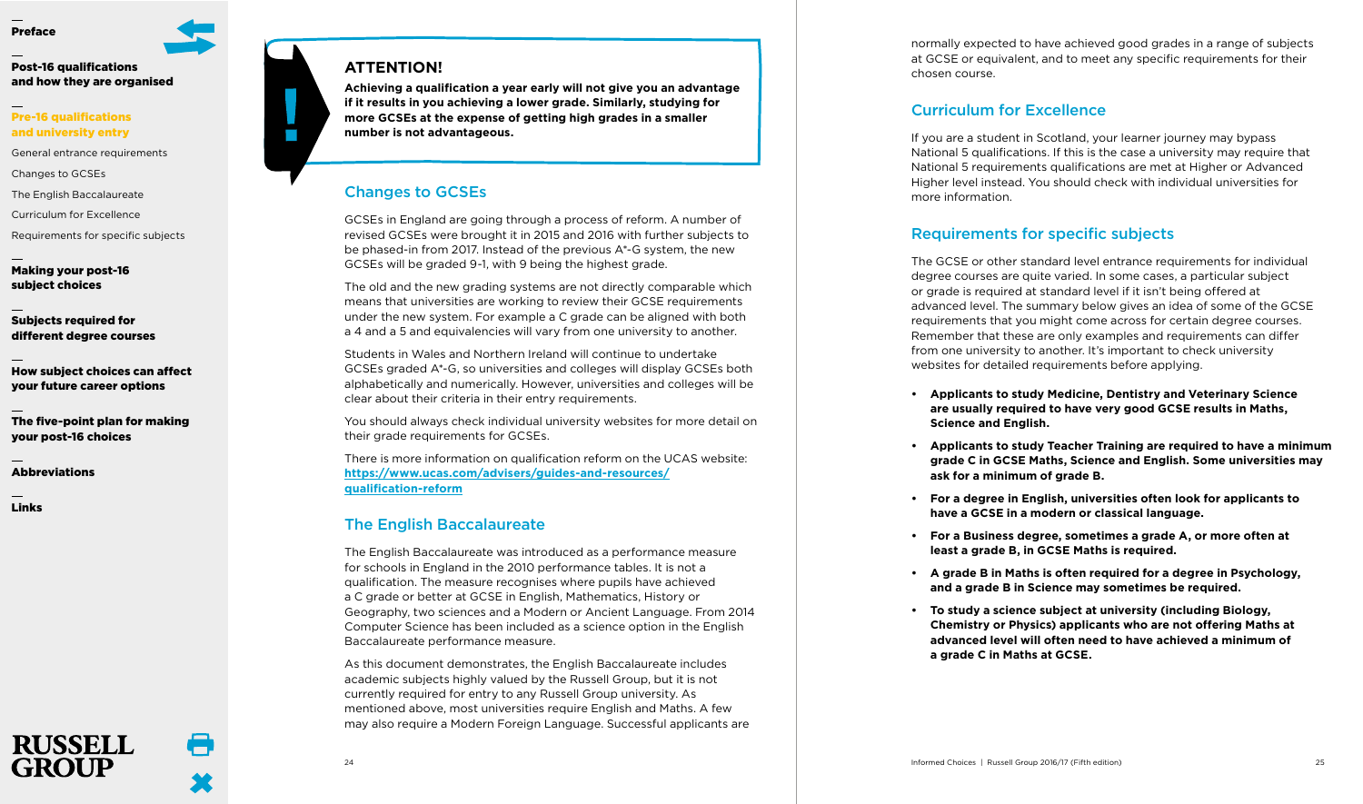**ATTENTION!**

**Achieving a qualification a year early will not give you an advantage if it results in you achieving a lower grade. Similarly, studying for more GCSEs at the expense of getting high grades in a smaller number is not advantageous.**

## Changes to GCSEs

GCSEs in England are going through a process of reform. A number of revised GCSEs were brought it in 2015 and 2016 with further subjects to be phased-in from 2017. Instead of the previous A*-G system, the new GCSEs will be graded 9-1, with 9 being the highest grade.

The old and the new grading systems are not directly comparable which means that universities are working to review their GCSE requirements under the new system. For example a C grade can be aligned with both a 4 and a 5 and equivalencies will vary from one university to another.

Students in Wales and Northern Ireland will continue to undertake GCSEs graded A*-G, so universities and colleges will display GCSEs both alphabetically and numerically. However, universities and colleges will be clear about their criteria in their entry requirements.

You should always check individual university websites for more detail on their grade requirements for GCSEs.

There is more information on qualification reform on the UCAS website: **https://www.ucas.com/advisers/guides-and-resources/qualification-reform**

## The English Baccalaureate

The English Baccalaureate was introduced as a performance measure for schools in England in the 2010 performance tables. It is not a qualification. The measure recognises where pupils have achieved a C grade or better at GCSE in English, Mathematics, History or Geography, two sciences and a Modern or Ancient Language. From 2014 Computer Science has been included as a science option in the English Baccalaureate performance measure.

As this document demonstrates, the English Baccalaureate includes academic subjects highly valued by the Russell Group, but it is not currently required for entry to any Russell Group university. As mentioned above, most universities require English and Maths. A few may also require a Modern Foreign Language. Successful applicants are normally expected to have achieved good grades in a range of subjects at GCSE or equivalent, and to meet any specific requirements for their chosen course.

## Curriculum for Excellence

If you are a student in Scotland, your learner journey may bypass National 5 qualifications. If this is the case a university may require that National 5 requirements qualifications are met at Higher or Advanced Higher level instead. You should check with individual universities for more information.

## Requirements for specific subjects

The GCSE or other standard level entrance requirements for individual degree courses are quite varied. In some cases, a particular subject or grade is required at standard level if it isn't being offered at advanced level. The summary below gives an idea of some of the GCSE requirements that you might come across for certain degree courses. Remember that these are only examples and requirements can differ from one university to another. It's important to check university websites for detailed requirements before applying.

- **Applicants to study Medicine, Dentistry and Veterinary Science are usually required to have very good GCSE results in Maths, Science and English.**
- **Applicants to study Teacher Training are required to have a minimum grade C in GCSE Maths, Science and English. Some universities may ask for a minimum of grade B.**
- **For a degree in English, universities often look for applicants to have a GCSE in a modern or classical language.**
- **For a Business degree, sometimes a grade A, or more often at least a grade B, in GCSE Maths is required.**
- **A grade B in Maths is often required for a degree in Psychology, and a grade B in Science may sometimes be required.**
- **To study a science subject at university (including Biology, Chemistry or Physics) applicants who are not offering Maths at advanced level will often need to have achieved a minimum of a grade C in Maths at GCSE.**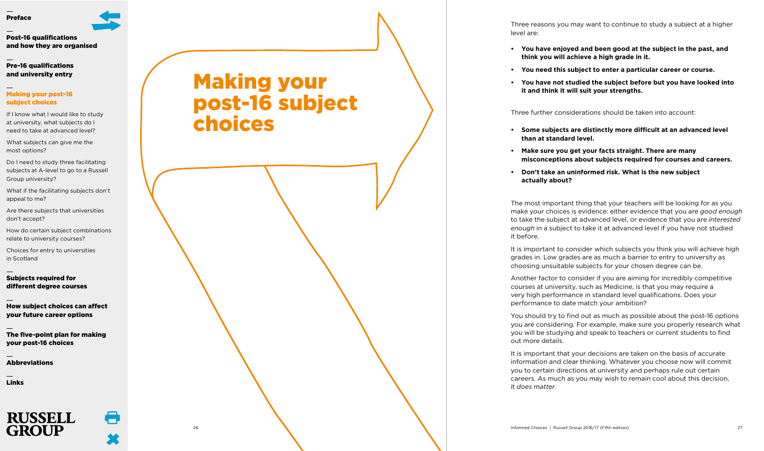# Making your post-16 subject choices

Three reasons you may want to continue to study a subject at a higher level are:

- **You have enjoyed and been good at the subject in the past, and think you will achieve a high grade in it.**
- **You need this subject to enter a particular career or course.**
- **You have not studied the subject before but you have looked into it and think it will suit your strengths.**

Three further considerations should be taken into account:

- **Some subjects are distinctly more difficult at an advanced level than at standard level.**
- **Make sure you get your facts straight. There are many misconceptions about subjects required for courses and careers.**
- **Don't take an uninformed risk. What is the new subject actually about?**

The most important thing that your teachers will be looking for as you make your choices is evidence: either evidence that you are *good enough* to take the subject at advanced level, or evidence that you are *interested enough* in a subject to take it at advanced level if you have not studied it before.

It is important to consider which subjects you think you will achieve high grades in. Low grades are as much a barrier to entry to university as choosing unsuitable subjects for your chosen degree can be.

Another factor to consider if you are aiming for incredibly competitive courses at university, such as Medicine, is that you may require a very high performance in standard level qualifications. Does your performance to date match your ambition?

You should try to find out as much as possible about the post-16 options you are considering. For example, make sure you properly research what you will be studying and speak to teachers or current students to find out more details.

It is important that your decisions are taken on the basis of accurate information and clear thinking. Whatever you choose now will commit you to certain directions at university and perhaps rule out certain careers. As much as you may wish to remain cool about this decision, it *does matter*.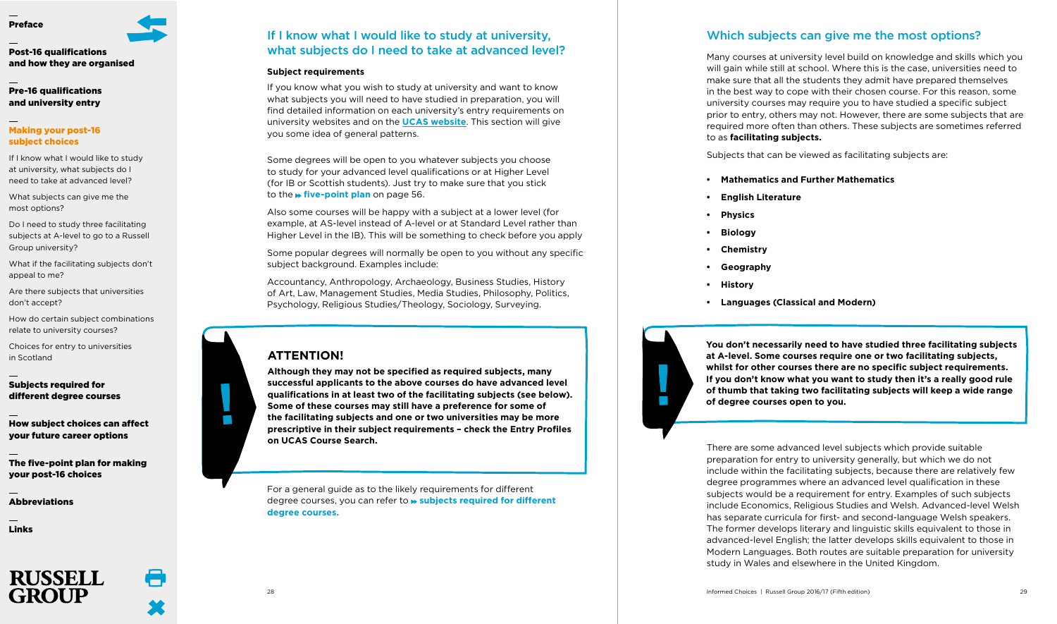## If I know what I would like to study at university, what subjects do I need to take at advanced level?

### Subject requirements

If you know what you wish to study at university and want to know what subjects you will need to have studied in preparation, you will find detailed information on each university's entry requirements on university websites and on the UCAS website. This section will give you some idea of general patterns.

Some degrees will be open to you whatever subjects you choose to study for your advanced level qualifications or at Higher Level (for IB or Scottish students). Just try to make sure that you stick to the five-point plan on page 56.

Also some courses will be happy with a subject at a lower level (for example, at AS-level instead of A-level or at Standard Level rather than Higher Level in the IB). This will be something to check before you apply

Some popular degrees will normally be open to you without any specific subject background. Examples include:

Accountancy, Anthropology, Archaeology, Business Studies, History of Art, Law, Management Studies, Media Studies, Philosophy, Politics, Psychology, Religious Studies/Theology, Sociology, Surveying.

> **ATTENTION!**
>
> **Although they may not be specified as required subjects, many successful applicants to the above courses do have advanced level qualifications in at least two of the facilitating subjects (see below). Some of these courses may still have a preference for some of the facilitating subjects and one or two universities may be more prescriptive in their subject requirements – check the Entry Profiles on UCAS Course Search.**

For a general guide as to the likely requirements for different degree courses, you can refer to subjects required for different degree courses.

## Which subjects can give me the most options?

Many courses at university level build on knowledge and skills which you will gain while still at school. Where this is the case, universities need to make sure that all the students they admit have prepared themselves in the best way to cope with their chosen course. For this reason, some university courses may require you to have studied a specific subject prior to entry, others may not. However, there are some subjects that are required more often than others. These subjects are sometimes referred to as **facilitating subjects.**

Subjects that can be viewed as facilitating subjects are:

- **Mathematics and Further Mathematics**
- **English Literature**
- **Physics**
- **Biology**
- **Chemistry**
- **Geography**
- **History**
- **Languages (Classical and Modern)**

> **You don't necessarily need to have studied three facilitating subjects at A-level. Some courses require one or two facilitating subjects, whilst for other courses there are no specific subject requirements. If you don't know what you want to study then it's a really good rule of thumb that taking two facilitating subjects will keep a wide range of degree courses open to you.**

There are some advanced level subjects which provide suitable preparation for entry to university generally, but which we do not include within the facilitating subjects, because there are relatively few degree programmes where an advanced level qualification in these subjects would be a requirement for entry. Examples of such subjects include Economics, Religious Studies and Welsh. Advanced-level Welsh has separate curricula for first- and second-language Welsh speakers. The former develops literary and linguistic skills equivalent to those in advanced-level English; the latter develops skills equivalent to those in Modern Languages. Both routes are suitable preparation for university study in Wales and elsewhere in the United Kingdom.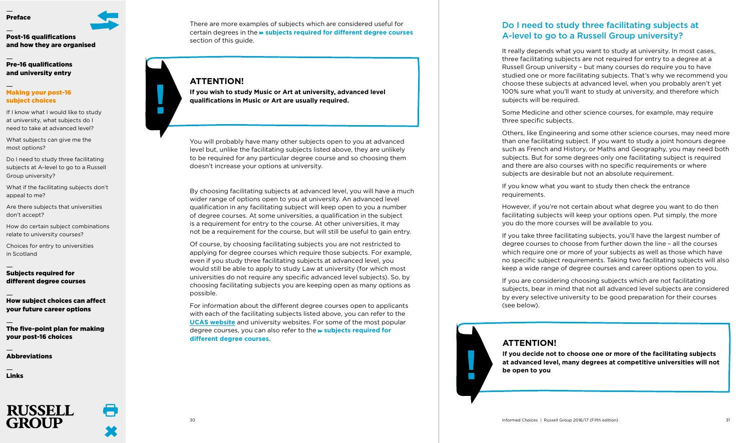There are more examples of subjects which are considered useful for certain degrees in the subjects required for different degree courses section of this guide.

> **ATTENTION!**
> **If you wish to study Music or Art at university, advanced level qualifications in Music or Art are usually required.**

You will probably have many other subjects open to you at advanced level but, unlike the facilitating subjects listed above, they are unlikely to be required for any particular degree course and so choosing them doesn't increase your options at university.

By choosing facilitating subjects at advanced level, you will have a much wider range of options open to you at university. An advanced level qualification in any facilitating subject will keep open to you a number of degree courses. At some universities, a qualification in the subject is a requirement for entry to the course. At other universities, it may not be a requirement for the course, but will still be useful to gain entry.

Of course, by choosing facilitating subjects you are not restricted to applying for degree courses which require those subjects. For example, even if you study three facilitating subjects at advanced level, you would still be able to apply to study Law at university (for which most universities do not require any specific advanced level subjects). So, by choosing facilitating subjects you are keeping open as many options as possible.

For information about the different degree courses open to applicants with each of the facilitating subjects listed above, you can refer to the UCAS website and university websites. For some of the most popular degree courses, you can also refer to the **subjects required for different degree courses.**

## Do I need to study three facilitating subjects at A-level to go to a Russell Group university?

It really depends what you want to study at university. In most cases, three facilitating subjects are not required for entry to a degree at a Russell Group university – but many courses do require you to have studied one or more facilitating subjects. That's why we recommend you choose these subjects at advanced level, when you probably aren't yet 100% sure what you'll want to study at university, and therefore which subjects will be required.

Some Medicine and other science courses, for example, may require three specific subjects.

Others, like Engineering and some other science courses, may need more than one facilitating subject. If you want to study a joint honours degree such as French and History, or Maths and Geography, you may need both subjects. But for some degrees only one facilitating subject is required and there are also courses with no specific requirements or where subjects are desirable but not an absolute requirement.

If you know what you want to study then check the entrance requirements.

However, if you're not certain about what degree you want to do then facilitating subjects will keep your options open. Put simply, the more you do the more courses will be available to you.

If you take three facilitating subjects, you'll have the largest number of degree courses to choose from further down the line – all the courses which require one or more of your subjects as well as those which have no specific subject requirements. Taking two facilitating subjects will also keep a wide range of degree courses and career options open to you.

If you are considering choosing subjects which are not facilitating subjects, bear in mind that not all advanced level subjects are considered by every selective university to be good preparation for their courses (see below).

> **ATTENTION!**
> **If you decide not to choose one or more of the facilitating subjects at advanced level, many degrees at competitive universities will not be open to you**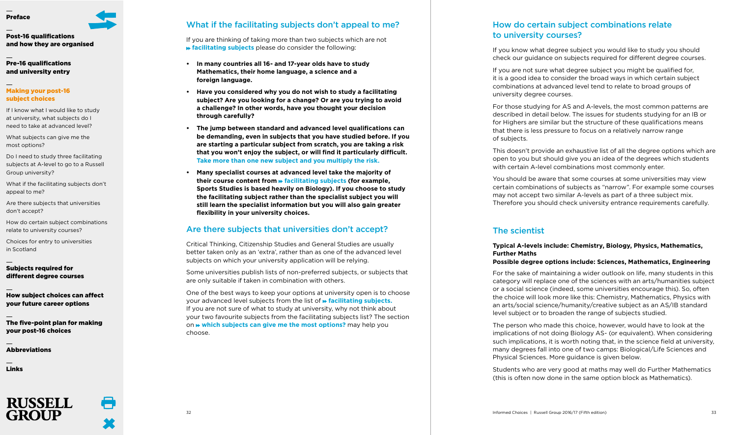## What if the facilitating subjects don't appeal to me?

If you are thinking of taking more than two subjects which are not facilitating subjects please do consider the following:

- **In many countries all 16- and 17-year olds have to study Mathematics, their home language, a science and a foreign language.**
- **Have you considered why you do not wish to study a facilitating subject? Are you looking for a change? Or are you trying to avoid a challenge? In other words, have you thought your decision through carefully?**
- **The jump between standard and advanced level qualifications can be demanding, even in subjects that you have studied before. If you are starting a particular subject from scratch, you are taking a risk that you won't enjoy the subject, or will find it particularly difficult. Take more than one new subject and you multiply the risk.**
- **Many specialist courses at advanced level take the majority of their course content from facilitating subjects (for example, Sports Studies is based heavily on Biology). If you choose to study the facilitating subject rather than the specialist subject you will still learn the specialist information but you will also gain greater flexibility in your university choices.**

## Are there subjects that universities don't accept?

Critical Thinking, Citizenship Studies and General Studies are usually better taken only as an 'extra', rather than as one of the advanced level subjects on which your university application will be relying.

Some universities publish lists of non-preferred subjects, or subjects that are only suitable if taken in combination with others.

One of the best ways to keep your options at university open is to choose your advanced level subjects from the list of **facilitating subjects.** If you are not sure of what to study at university, why not think about your two favourite subjects from the facilitating subjects list? The section on **which subjects can give me the most options?** may help you choose.

## How do certain subject combinations relate to university courses?

If you know what degree subject you would like to study you should check our guidance on subjects required for different degree courses.

If you are not sure what degree subject you might be qualified for, it is a good idea to consider the broad ways in which certain subject combinations at advanced level tend to relate to broad groups of university degree courses.

For those studying for AS and A-levels, the most common patterns are described in detail below. The issues for students studying for an IB or for Highers are similar but the structure of these qualifications means that there is less pressure to focus on a relatively narrow range of subjects.

This doesn't provide an exhaustive list of all the degree options which are open to you but should give you an idea of the degrees which students with certain A-level combinations most commonly enter.

You should be aware that some courses at some universities may view certain combinations of subjects as "narrow". For example some courses may not accept two similar A-levels as part of a three subject mix. Therefore you should check university entrance requirements carefully.

## The scientist

**Typical A-levels include: Chemistry, Biology, Physics, Mathematics, Further Maths**

**Possible degree options include: Sciences, Mathematics, Engineering**

For the sake of maintaining a wider outlook on life, many students in this category will replace one of the sciences with an arts/humanities subject or a social science (indeed, some universities encourage this). So, often the choice will look more like this: Chemistry, Mathematics, Physics with an arts/social science/humanity/creative subject as an AS/IB standard level subject or to broaden the range of subjects studied.

The person who made this choice, however, would have to look at the implications of not doing Biology AS- (or equivalent). When considering such implications, it is worth noting that, in the science field at university, many degrees fall into one of two camps: Biological/Life Sciences and Physical Sciences. More guidance is given below.

Students who are very good at maths may well do Further Mathematics (this is often now done in the same option block as Mathematics).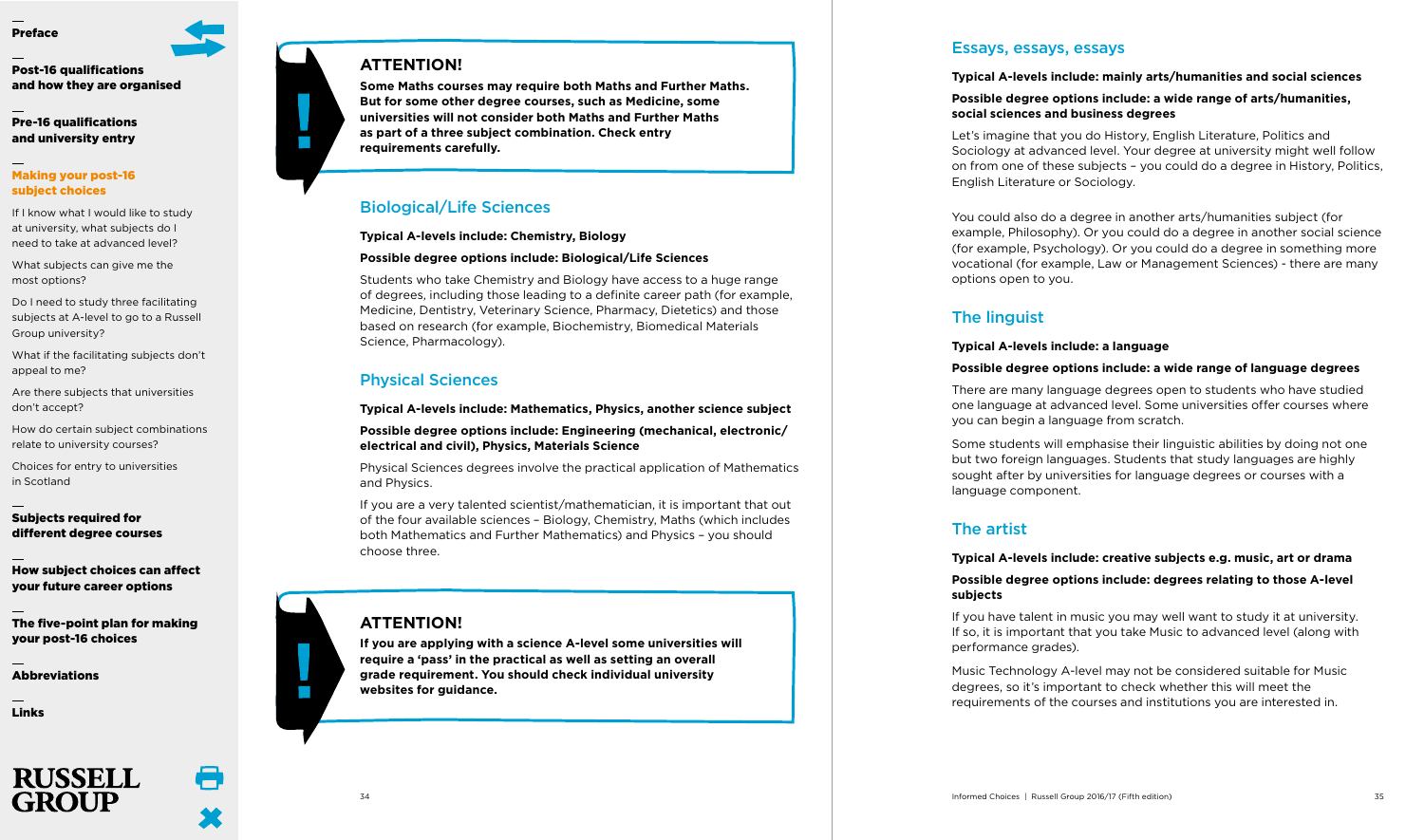**ATTENTION!**

**Some Maths courses may require both Maths and Further Maths. But for some other degree courses, such as Medicine, some universities will not consider both Maths and Further Maths as part of a three subject combination. Check entry requirements carefully.**

## Biological/Life Sciences

**Typical A-levels include: Chemistry, Biology**

**Possible degree options include: Biological/Life Sciences**

Students who take Chemistry and Biology have access to a huge range of degrees, including those leading to a definite career path (for example, Medicine, Dentistry, Veterinary Science, Pharmacy, Dietetics) and those based on research (for example, Biochemistry, Biomedical Materials Science, Pharmacology).

## Physical Sciences

**Typical A-levels include: Mathematics, Physics, another science subject**

**Possible degree options include: Engineering (mechanical, electronic/electrical and civil), Physics, Materials Science**

Physical Sciences degrees involve the practical application of Mathematics and Physics.

If you are a very talented scientist/mathematician, it is important that out of the four available sciences – Biology, Chemistry, Maths (which includes both Mathematics and Further Mathematics) and Physics – you should choose three.

**ATTENTION!**

**If you are applying with a science A-level some universities will require a 'pass' in the practical as well as setting an overall grade requirement. You should check individual university websites for guidance.**

## Essays, essays, essays

**Typical A-levels include: mainly arts/humanities and social sciences**

**Possible degree options include: a wide range of arts/humanities, social sciences and business degrees**

Let's imagine that you do History, English Literature, Politics and Sociology at advanced level. Your degree at university might well follow on from one of these subjects – you could do a degree in History, Politics, English Literature or Sociology.

You could also do a degree in another arts/humanities subject (for example, Philosophy). Or you could do a degree in another social science (for example, Psychology). Or you could do a degree in something more vocational (for example, Law or Management Sciences) - there are many options open to you.

## The linguist

**Typical A-levels include: a language**

**Possible degree options include: a wide range of language degrees**

There are many language degrees open to students who have studied one language at advanced level. Some universities offer courses where you can begin a language from scratch.

Some students will emphasise their linguistic abilities by doing not one but two foreign languages. Students that study languages are highly sought after by universities for language degrees or courses with a language component.

## The artist

**Typical A-levels include: creative subjects e.g. music, art or drama**

**Possible degree options include: degrees relating to those A-level subjects**

If you have talent in music you may well want to study it at university. If so, it is important that you take Music to advanced level (along with performance grades).

Music Technology A-level may not be considered suitable for Music degrees, so it's important to check whether this will meet the requirements of the courses and institutions you are interested in.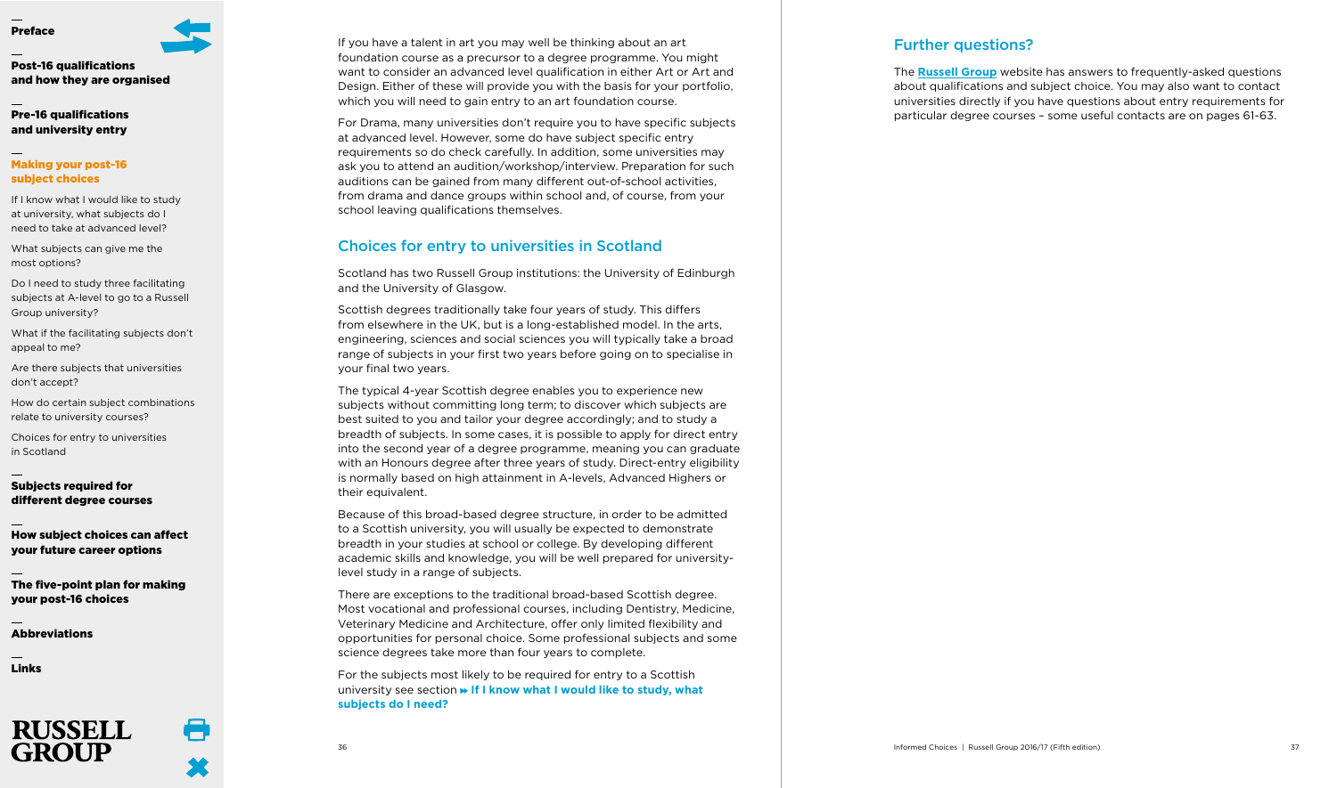If you have a talent in art you may well be thinking about an art foundation course as a precursor to a degree programme. You might want to consider an advanced level qualification in either Art or Art and Design. Either of these will provide you with the basis for your portfolio, which you will need to gain entry to an art foundation course.

For Drama, many universities don't require you to have specific subjects at advanced level. However, some do have subject specific entry requirements so do check carefully. In addition, some universities may ask you to attend an audition/workshop/interview. Preparation for such auditions can be gained from many different out-of-school activities, from drama and dance groups within school and, of course, from your school leaving qualifications themselves.

## Choices for entry to universities in Scotland

Scotland has two Russell Group institutions: the University of Edinburgh and the University of Glasgow.

Scottish degrees traditionally take four years of study. This differs from elsewhere in the UK, but is a long-established model. In the arts, engineering, sciences and social sciences you will typically take a broad range of subjects in your first two years before going on to specialise in your final two years.

The typical 4-year Scottish degree enables you to experience new subjects without committing long term; to discover which subjects are best suited to you and tailor your degree accordingly; and to study a breadth of subjects. In some cases, it is possible to apply for direct entry into the second year of a degree programme, meaning you can graduate with an Honours degree after three years of study. Direct-entry eligibility is normally based on high attainment in A-levels, Advanced Highers or their equivalent.

Because of this broad-based degree structure, in order to be admitted to a Scottish university, you will usually be expected to demonstrate breadth in your studies at school or college. By developing different academic skills and knowledge, you will be well prepared for university-level study in a range of subjects.

There are exceptions to the traditional broad-based Scottish degree. Most vocational and professional courses, including Dentistry, Medicine, Veterinary Medicine and Architecture, offer only limited flexibility and opportunities for personal choice. Some professional subjects and some science degrees take more than four years to complete.

For the subjects most likely to be required for entry to a Scottish university see section » **If I know what I would like to study, what subjects do I need?**

## Further questions?

The **Russell Group** website has answers to frequently-asked questions about qualifications and subject choice. You may also want to contact universities directly if you have questions about entry requirements for particular degree courses – some useful contacts are on pages 61-63.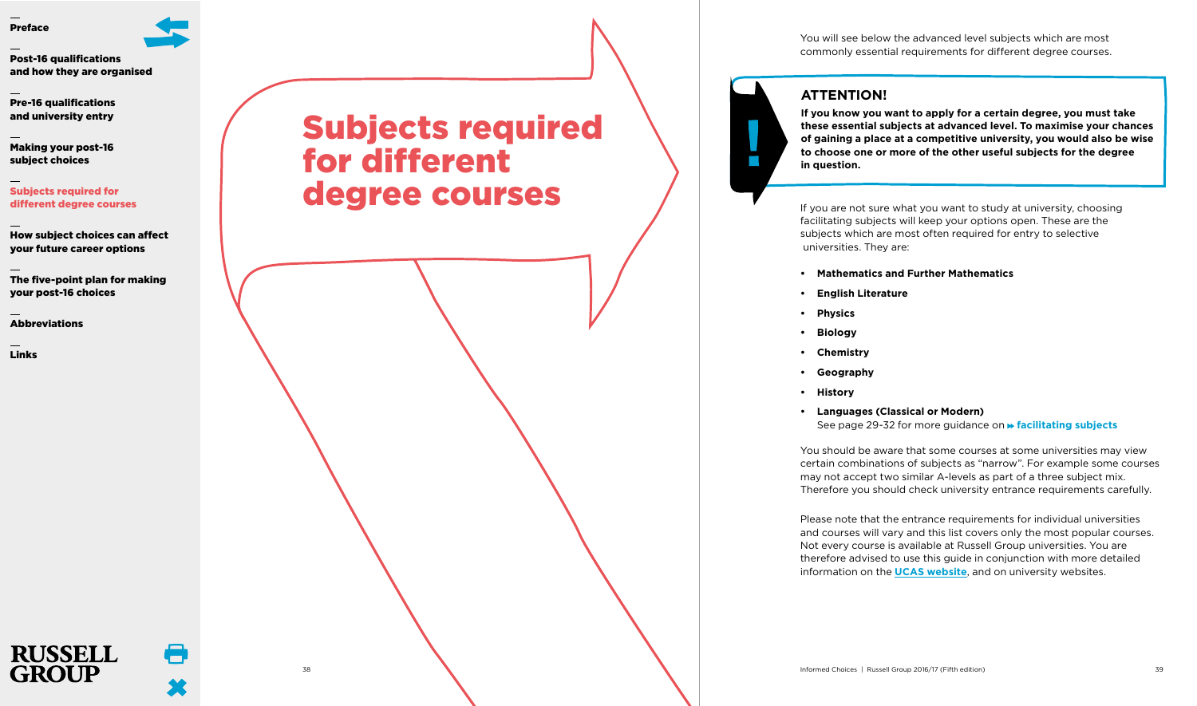# Subjects required for different degree courses

You will see below the advanced level subjects which are most commonly essential requirements for different degree courses.

## ATTENTION!

**If you know you want to apply for a certain degree, you must take these essential subjects at advanced level. To maximise your chances of gaining a place at a competitive university, you would also be wise to choose one or more of the other useful subjects for the degree in question.**

If you are not sure what you want to study at university, choosing facilitating subjects will keep your options open. These are the subjects which are most often required for entry to selective universities. They are:

- **Mathematics and Further Mathematics**
- **English Literature**
- **Physics**
- **Biology**
- **Chemistry**
- **Geography**
- **History**
- **Languages (Classical or Modern)**
  See page 29-32 for more guidance on **facilitating subjects**

You should be aware that some courses at some universities may view certain combinations of subjects as "narrow". For example some courses may not accept two similar A-levels as part of a three subject mix. Therefore you should check university entrance requirements carefully.

Please note that the entrance requirements for individual universities and courses will vary and this list covers only the most popular courses. Not every course is available at Russell Group universities. You are therefore advised to use this guide in conjunction with more detailed information on the **UCAS website**, and on university websites.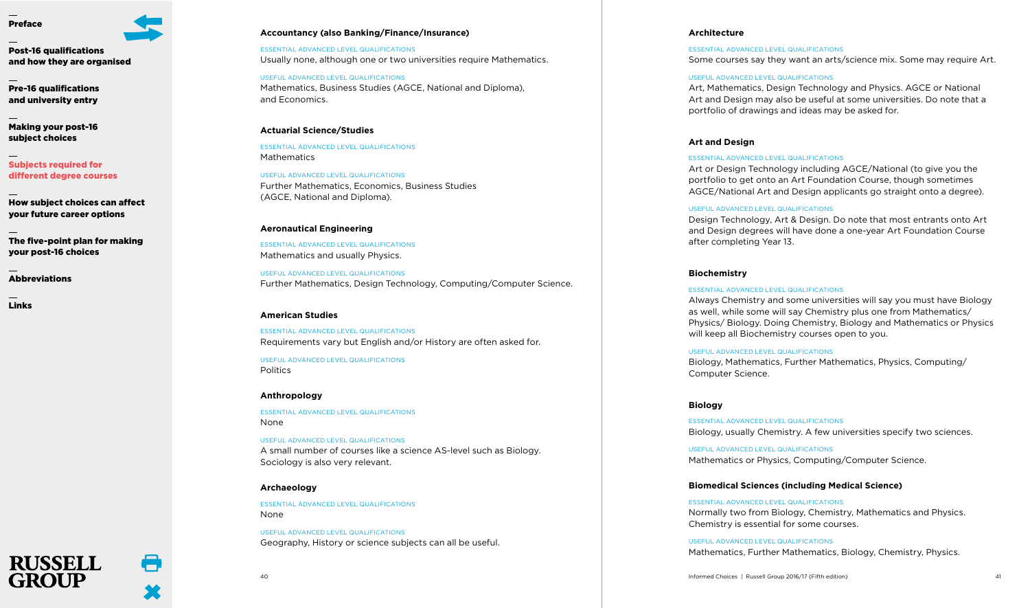### Accountancy (also Banking/Finance/Insurance)

ESSENTIAL ADVANCED LEVEL QUALIFICATIONS

Usually none, although one or two universities require Mathematics.

USEFUL ADVANCED LEVEL QUALIFICATIONS

Mathematics, Business Studies (AGCE, National and Diploma), and Economics.

### Actuarial Science/Studies

ESSENTIAL ADVANCED LEVEL QUALIFICATIONS

Mathematics

USEFUL ADVANCED LEVEL QUALIFICATIONS

Further Mathematics, Economics, Business Studies (AGCE, National and Diploma).

### Aeronautical Engineering

ESSENTIAL ADVANCED LEVEL QUALIFICATIONS

Mathematics and usually Physics.

USEFUL ADVANCED LEVEL QUALIFICATIONS

Further Mathematics, Design Technology, Computing/Computer Science.

### American Studies

ESSENTIAL ADVANCED LEVEL QUALIFICATIONS

Requirements vary but English and/or History are often asked for.

USEFUL ADVANCED LEVEL QUALIFICATIONS

Politics

### Anthropology

ESSENTIAL ADVANCED LEVEL QUALIFICATIONS

None

USEFUL ADVANCED LEVEL QUALIFICATIONS

A small number of courses like a science AS-level such as Biology. Sociology is also very relevant.

### Archaeology

ESSENTIAL ADVANCED LEVEL QUALIFICATIONS

None

USEFUL ADVANCED LEVEL QUALIFICATIONS

Geography, History or science subjects can all be useful.

### Architecture

ESSENTIAL ADVANCED LEVEL QUALIFICATIONS

Some courses say they want an arts/science mix. Some may require Art.

USEFUL ADVANCED LEVEL QUALIFICATIONS

Art, Mathematics, Design Technology and Physics. AGCE or National Art and Design may also be useful at some universities. Do note that a portfolio of drawings and ideas may be asked for.

### Art and Design

ESSENTIAL ADVANCED LEVEL QUALIFICATIONS

Art or Design Technology including AGCE/National (to give you the portfolio to get onto an Art Foundation Course, though sometimes AGCE/National Art and Design applicants go straight onto a degree).

USEFUL ADVANCED LEVEL QUALIFICATIONS

Design Technology, Art & Design. Do note that most entrants onto Art and Design degrees will have done a one-year Art Foundation Course after completing Year 13.

### Biochemistry

ESSENTIAL ADVANCED LEVEL QUALIFICATIONS

Always Chemistry and some universities will say you must have Biology as well, while some will say Chemistry plus one from Mathematics/ Physics/ Biology. Doing Chemistry, Biology and Mathematics or Physics will keep all Biochemistry courses open to you.

USEFUL ADVANCED LEVEL QUALIFICATIONS

Biology, Mathematics, Further Mathematics, Physics, Computing/ Computer Science.

### Biology

ESSENTIAL ADVANCED LEVEL QUALIFICATIONS

Biology, usually Chemistry. A few universities specify two sciences.

USEFUL ADVANCED LEVEL QUALIFICATIONS

Mathematics or Physics, Computing/Computer Science.

### Biomedical Sciences (including Medical Science)

ESSENTIAL ADVANCED LEVEL QUALIFICATIONS

Normally two from Biology, Chemistry, Mathematics and Physics. Chemistry is essential for some courses.

USEFUL ADVANCED LEVEL QUALIFICATIONS

Mathematics, Further Mathematics, Biology, Chemistry, Physics.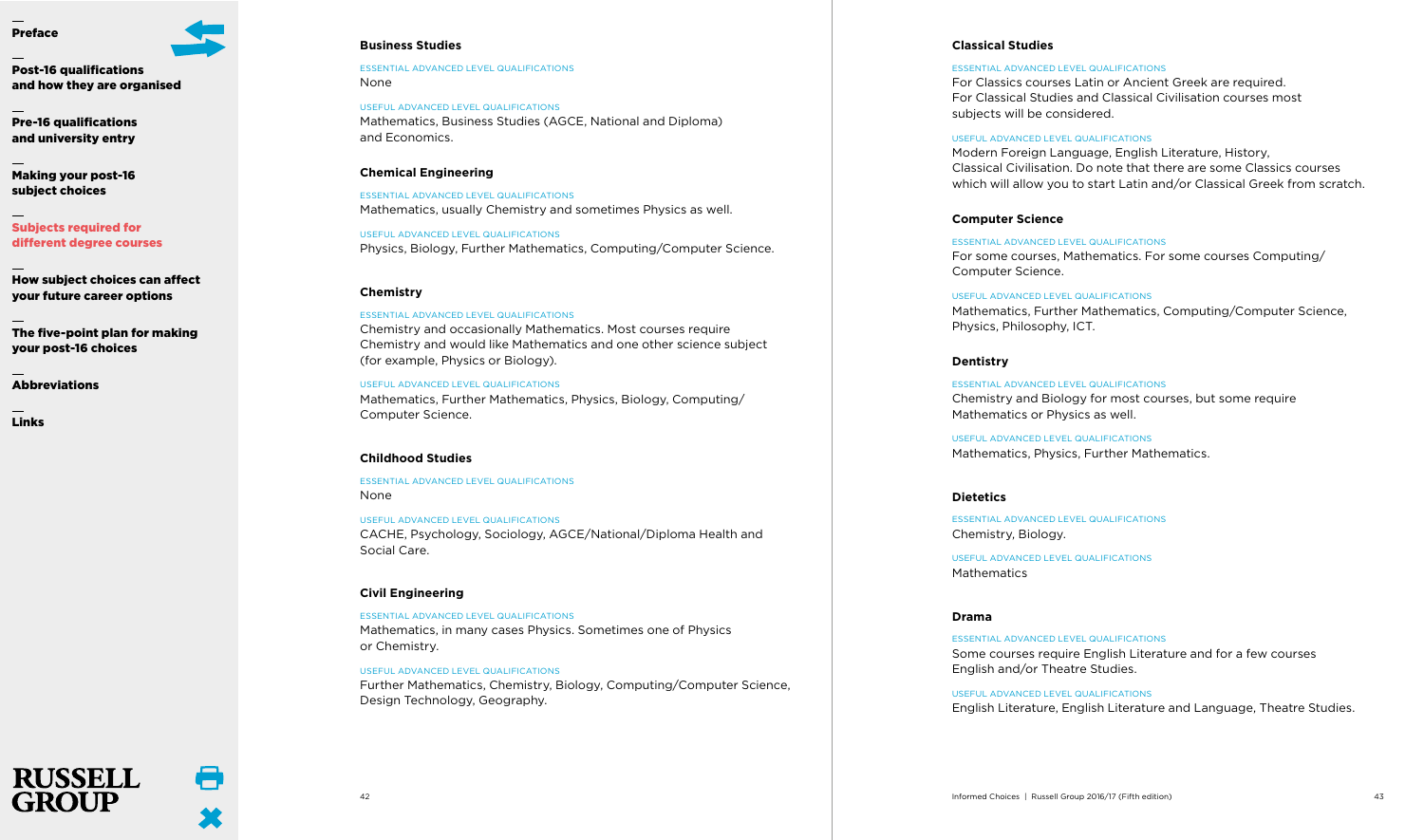### Business Studies

ESSENTIAL ADVANCED LEVEL QUALIFICATIONS
None

USEFUL ADVANCED LEVEL QUALIFICATIONS
Mathematics, Business Studies (AGCE, National and Diploma) and Economics.

### Chemical Engineering

ESSENTIAL ADVANCED LEVEL QUALIFICATIONS
Mathematics, usually Chemistry and sometimes Physics as well.

USEFUL ADVANCED LEVEL QUALIFICATIONS
Physics, Biology, Further Mathematics, Computing/Computer Science.

### Chemistry

ESSENTIAL ADVANCED LEVEL QUALIFICATIONS
Chemistry and occasionally Mathematics. Most courses require Chemistry and would like Mathematics and one other science subject (for example, Physics or Biology).

USEFUL ADVANCED LEVEL QUALIFICATIONS
Mathematics, Further Mathematics, Physics, Biology, Computing/Computer Science.

### Childhood Studies

ESSENTIAL ADVANCED LEVEL QUALIFICATIONS
None

USEFUL ADVANCED LEVEL QUALIFICATIONS
CACHE, Psychology, Sociology, AGCE/National/Diploma Health and Social Care.

### Civil Engineering

ESSENTIAL ADVANCED LEVEL QUALIFICATIONS
Mathematics, in many cases Physics. Sometimes one of Physics or Chemistry.

USEFUL ADVANCED LEVEL QUALIFICATIONS
Further Mathematics, Chemistry, Biology, Computing/Computer Science, Design Technology, Geography.

### Classical Studies

ESSENTIAL ADVANCED LEVEL QUALIFICATIONS
For Classics courses Latin or Ancient Greek are required. For Classical Studies and Classical Civilisation courses most subjects will be considered.

USEFUL ADVANCED LEVEL QUALIFICATIONS
Modern Foreign Language, English Literature, History, Classical Civilisation. Do note that there are some Classics courses which will allow you to start Latin and/or Classical Greek from scratch.

### Computer Science

ESSENTIAL ADVANCED LEVEL QUALIFICATIONS
For some courses, Mathematics. For some courses Computing/Computer Science.

USEFUL ADVANCED LEVEL QUALIFICATIONS
Mathematics, Further Mathematics, Computing/Computer Science, Physics, Philosophy, ICT.

### Dentistry

ESSENTIAL ADVANCED LEVEL QUALIFICATIONS
Chemistry and Biology for most courses, but some require Mathematics or Physics as well.

USEFUL ADVANCED LEVEL QUALIFICATIONS
Mathematics, Physics, Further Mathematics.

### Dietetics

ESSENTIAL ADVANCED LEVEL QUALIFICATIONS
Chemistry, Biology.

USEFUL ADVANCED LEVEL QUALIFICATIONS
Mathematics

### Drama

ESSENTIAL ADVANCED LEVEL QUALIFICATIONS
Some courses require English Literature and for a few courses English and/or Theatre Studies.

USEFUL ADVANCED LEVEL QUALIFICATIONS
English Literature, English Literature and Language, Theatre Studies.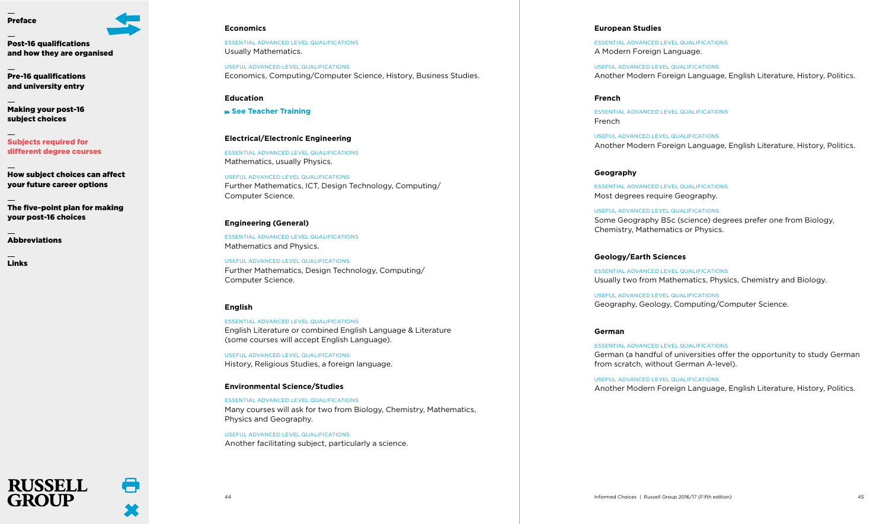### Economics

ESSENTIAL ADVANCED LEVEL QUALIFICATIONS
Usually Mathematics.

USEFUL ADVANCED LEVEL QUALIFICATIONS
Economics, Computing/Computer Science, History, Business Studies.

### Education

See Teacher Training

### Electrical/Electronic Engineering

ESSENTIAL ADVANCED LEVEL QUALIFICATIONS
Mathematics, usually Physics.

USEFUL ADVANCED LEVEL QUALIFICATIONS
Further Mathematics, ICT, Design Technology, Computing/Computer Science.

### Engineering (General)

ESSENTIAL ADVANCED LEVEL QUALIFICATIONS
Mathematics and Physics.

USEFUL ADVANCED LEVEL QUALIFICATIONS
Further Mathematics, Design Technology, Computing/Computer Science.

### English

ESSENTIAL ADVANCED LEVEL QUALIFICATIONS
English Literature or combined English Language & Literature (some courses will accept English Language).

USEFUL ADVANCED LEVEL QUALIFICATIONS
History, Religious Studies, a foreign language.

### Environmental Science/Studies

ESSENTIAL ADVANCED LEVEL QUALIFICATIONS
Many courses will ask for two from Biology, Chemistry, Mathematics, Physics and Geography.

USEFUL ADVANCED LEVEL QUALIFICATIONS
Another facilitating subject, particularly a science.

### European Studies

ESSENTIAL ADVANCED LEVEL QUALIFICATIONS
A Modern Foreign Language.

USEFUL ADVANCED LEVEL QUALIFICATIONS
Another Modern Foreign Language, English Literature, History, Politics.

### French

ESSENTIAL ADVANCED LEVEL QUALIFICATIONS
French

USEFUL ADVANCED LEVEL QUALIFICATIONS
Another Modern Foreign Language, English Literature, History, Politics.

### Geography

ESSENTIAL ADVANCED LEVEL QUALIFICATIONS
Most degrees require Geography.

USEFUL ADVANCED LEVEL QUALIFICATIONS
Some Geography BSc (science) degrees prefer one from Biology, Chemistry, Mathematics or Physics.

### Geology/Earth Sciences

ESSENTIAL ADVANCED LEVEL QUALIFICATIONS
Usually two from Mathematics, Physics, Chemistry and Biology.

USEFUL ADVANCED LEVEL QUALIFICATIONS
Geography, Geology, Computing/Computer Science.

### German

ESSENTIAL ADVANCED LEVEL QUALIFICATIONS
German (a handful of universities offer the opportunity to study German from scratch, without German A-level).

USEFUL ADVANCED LEVEL QUALIFICATIONS
Another Modern Foreign Language, English Literature, History, Politics.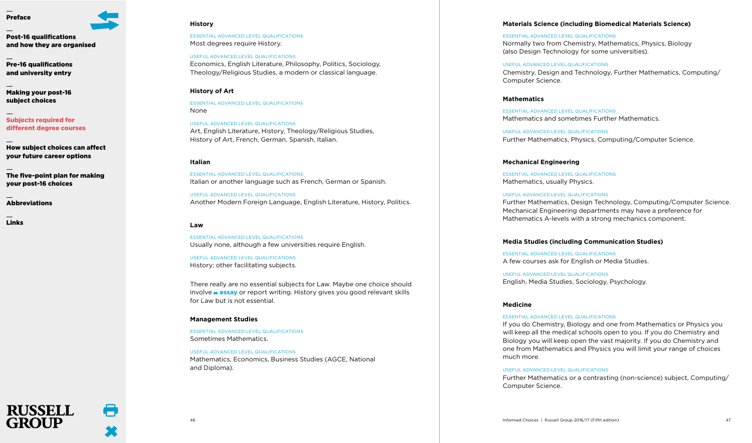### History

ESSENTIAL ADVANCED LEVEL QUALIFICATIONS
Most degrees require History.

USEFUL ADVANCED LEVEL QUALIFICATIONS
Economics, English Literature, Philosophy, Politics, Sociology, Theology/Religious Studies, a modern or classical language.

### History of Art

ESSENTIAL ADVANCED LEVEL QUALIFICATIONS
None

USEFUL ADVANCED LEVEL QUALIFICATIONS
Art, English Literature, History, Theology/Religious Studies, History of Art, French, German, Spanish, Italian.

### Italian

ESSENTIAL ADVANCED LEVEL QUALIFICATIONS
Italian or another language such as French, German or Spanish.

USEFUL ADVANCED LEVEL QUALIFICATIONS
Another Modern Foreign Language, English Literature, History, Politics.

### Law

ESSENTIAL ADVANCED LEVEL QUALIFICATIONS
Usually none, although a few universities require English.

USEFUL ADVANCED LEVEL QUALIFICATIONS
History; other facilitating subjects.

There really are no essential subjects for Law. Maybe one choice should involve **essay** or report writing. History gives you good relevant skills for Law but is not essential.

### Management Studies

ESSENTIAL ADVANCED LEVEL QUALIFICATIONS
Sometimes Mathematics.

USEFUL ADVANCED LEVEL QUALIFICATIONS
Mathematics, Economics, Business Studies (AGCE, National and Diploma).

### Materials Science (including Biomedical Materials Science)

ESSENTIAL ADVANCED LEVEL QUALIFICATIONS
Normally two from Chemistry, Mathematics, Physics, Biology (also Design Technology for some universities).

USEFUL ADVANCED LEVEL QUALIFICATIONS
Chemistry, Design and Technology, Further Mathematics, Computing/Computer Science.

### Mathematics

ESSENTIAL ADVANCED LEVEL QUALIFICATIONS
Mathematics and sometimes Further Mathematics.

USEFUL ADVANCED LEVEL QUALIFICATIONS
Further Mathematics, Physics, Computing/Computer Science.

### Mechanical Engineering

ESSENTIAL ADVANCED LEVEL QUALIFICATIONS
Mathematics, usually Physics.

USEFUL ADVANCED LEVEL QUALIFICATIONS
Further Mathematics, Design Technology, Computing/Computer Science. Mechanical Engineering departments may have a preference for Mathematics A-levels with a strong mechanics component.

### Media Studies (including Communication Studies)

ESSENTIAL ADVANCED LEVEL QUALIFICATIONS
A few courses ask for English or Media Studies.

USEFUL ADVANCED LEVEL QUALIFICATIONS
English, Media Studies, Sociology, Psychology.

### Medicine

ESSENTIAL ADVANCED LEVEL QUALIFICATIONS
If you do Chemistry, Biology and one from Mathematics or Physics you will keep all the medical schools open to you. If you do Chemistry and Biology you will keep open the vast majority. If you do Chemistry and one from Mathematics and Physics you will limit your range of choices much more.

USEFUL ADVANCED LEVEL QUALIFICATIONS
Further Mathematics or a contrasting (non-science) subject, Computing/Computer Science.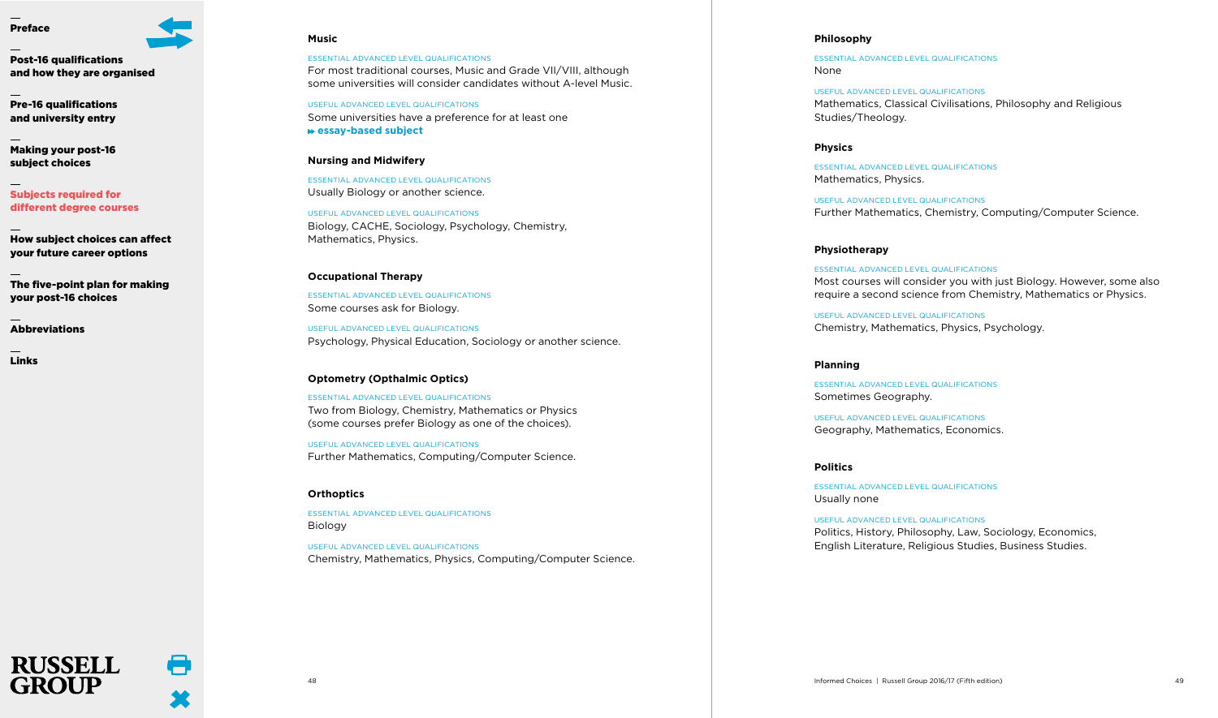### Music

ESSENTIAL ADVANCED LEVEL QUALIFICATIONS

For most traditional courses, Music and Grade VII/VIII, although some universities will consider candidates without A-level Music.

USEFUL ADVANCED LEVEL QUALIFICATIONS

Some universities have a preference for at least one **essay-based subject**

### Nursing and Midwifery

ESSENTIAL ADVANCED LEVEL QUALIFICATIONS

Usually Biology or another science.

USEFUL ADVANCED LEVEL QUALIFICATIONS

Biology, CACHE, Sociology, Psychology, Chemistry, Mathematics, Physics.

### Occupational Therapy

ESSENTIAL ADVANCED LEVEL QUALIFICATIONS

Some courses ask for Biology.

USEFUL ADVANCED LEVEL QUALIFICATIONS

Psychology, Physical Education, Sociology or another science.

### Optometry (Opthalmic Optics)

ESSENTIAL ADVANCED LEVEL QUALIFICATIONS

Two from Biology, Chemistry, Mathematics or Physics (some courses prefer Biology as one of the choices).

USEFUL ADVANCED LEVEL QUALIFICATIONS

Further Mathematics, Computing/Computer Science.

### Orthoptics

ESSENTIAL ADVANCED LEVEL QUALIFICATIONS

Biology

USEFUL ADVANCED LEVEL QUALIFICATIONS

Chemistry, Mathematics, Physics, Computing/Computer Science.

### Philosophy

ESSENTIAL ADVANCED LEVEL QUALIFICATIONS

None

USEFUL ADVANCED LEVEL QUALIFICATIONS

Mathematics, Classical Civilisations, Philosophy and Religious Studies/Theology.

### Physics

ESSENTIAL ADVANCED LEVEL QUALIFICATIONS

Mathematics, Physics.

USEFUL ADVANCED LEVEL QUALIFICATIONS

Further Mathematics, Chemistry, Computing/Computer Science.

### Physiotherapy

ESSENTIAL ADVANCED LEVEL QUALIFICATIONS

Most courses will consider you with just Biology. However, some also require a second science from Chemistry, Mathematics or Physics.

USEFUL ADVANCED LEVEL QUALIFICATIONS

Chemistry, Mathematics, Physics, Psychology.

### Planning

ESSENTIAL ADVANCED LEVEL QUALIFICATIONS

Sometimes Geography.

USEFUL ADVANCED LEVEL QUALIFICATIONS

Geography, Mathematics, Economics.

### Politics

ESSENTIAL ADVANCED LEVEL QUALIFICATIONS

Usually none

USEFUL ADVANCED LEVEL QUALIFICATIONS

Politics, History, Philosophy, Law, Sociology, Economics, English Literature, Religious Studies, Business Studies.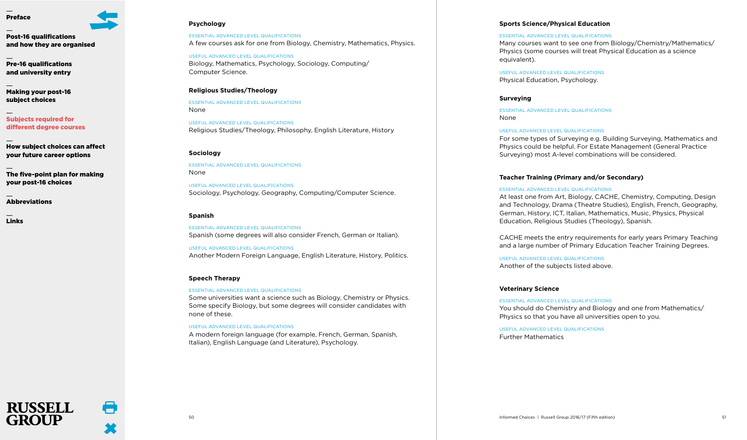### Psychology

ESSENTIAL ADVANCED LEVEL QUALIFICATIONS

A few courses ask for one from Biology, Chemistry, Mathematics, Physics.

USEFUL ADVANCED LEVEL QUALIFICATIONS

Biology, Mathematics, Psychology, Sociology, Computing/Computer Science.

### Religious Studies/Theology

ESSENTIAL ADVANCED LEVEL QUALIFICATIONS

None

USEFUL ADVANCED LEVEL QUALIFICATIONS

Religious Studies/Theology, Philosophy, English Literature, History

### Sociology

ESSENTIAL ADVANCED LEVEL QUALIFICATIONS

None

USEFUL ADVANCED LEVEL QUALIFICATIONS

Sociology, Psychology, Geography, Computing/Computer Science.

### Spanish

ESSENTIAL ADVANCED LEVEL QUALIFICATIONS

Spanish (some degrees will also consider French, German or Italian).

USEFUL ADVANCED LEVEL QUALIFICATIONS

Another Modern Foreign Language, English Literature, History, Politics.

### Speech Therapy

ESSENTIAL ADVANCED LEVEL QUALIFICATIONS

Some universities want a science such as Biology, Chemistry or Physics. Some specify Biology, but some degrees will consider candidates with none of these.

USEFUL ADVANCED LEVEL QUALIFICATIONS

A modern foreign language (for example, French, German, Spanish, Italian), English Language (and Literature), Psychology.

### Sports Science/Physical Education

ESSENTIAL ADVANCED LEVEL QUALIFICATIONS

Many courses want to see one from Biology/Chemistry/Mathematics/Physics (some courses will treat Physical Education as a science equivalent).

USEFUL ADVANCED LEVEL QUALIFICATIONS

Physical Education, Psychology.

### Surveying

ESSENTIAL ADVANCED LEVEL QUALIFICATIONS

None

USEFUL ADVANCED LEVEL QUALIFICATIONS

For some types of Surveying e.g. Building Surveying, Mathematics and Physics could be helpful. For Estate Management (General Practice Surveying) most A-level combinations will be considered.

### Teacher Training (Primary and/or Secondary)

ESSENTIAL ADVANCED LEVEL QUALIFICATIONS

At least one from Art, Biology, CACHE, Chemistry, Computing, Design and Technology, Drama (Theatre Studies), English, French, Geography, German, History, ICT, Italian, Mathematics, Music, Physics, Physical Education, Religious Studies (Theology), Spanish.

CACHE meets the entry requirements for early years Primary Teaching and a large number of Primary Education Teacher Training Degrees.

USEFUL ADVANCED LEVEL QUALIFICATIONS

Another of the subjects listed above.

### Veterinary Science

ESSENTIAL ADVANCED LEVEL QUALIFICATIONS

You should do Chemistry and Biology and one from Mathematics/Physics so that you have all universities open to you.

USEFUL ADVANCED LEVEL QUALIFICATIONS

Further Mathematics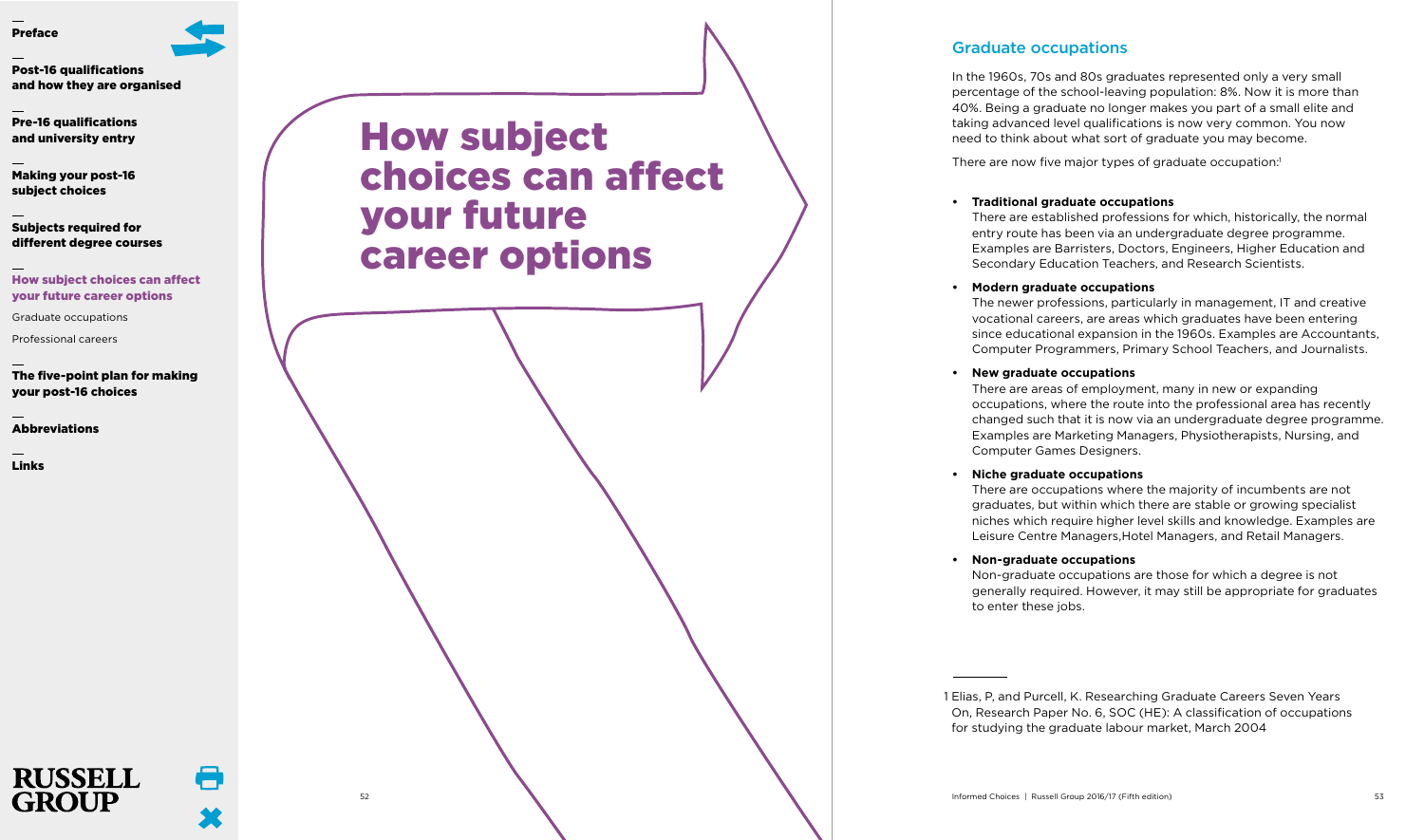# How subject choices can affect your future career options

## Graduate occupations

In the 1960s, 70s and 80s graduates represented only a very small percentage of the school-leaving population: 8%. Now it is more than 40%. Being a graduate no longer makes you part of a small elite and taking advanced level qualifications is now very common. You now need to think about what sort of graduate you may become.

There are now five major types of graduate occupation:[1]

- **Traditional graduate occupations**
  There are established professions for which, historically, the normal entry route has been via an undergraduate degree programme. Examples are Barristers, Doctors, Engineers, Higher Education and Secondary Education Teachers, and Research Scientists.

- **Modern graduate occupations**
  The newer professions, particularly in management, IT and creative vocational careers, are areas which graduates have been entering since educational expansion in the 1960s. Examples are Accountants, Computer Programmers, Primary School Teachers, and Journalists.

- **New graduate occupations**
  There are areas of employment, many in new or expanding occupations, where the route into the professional area has recently changed such that it is now via an undergraduate degree programme. Examples are Marketing Managers, Physiotherapists, Nursing, and Computer Games Designers.

- **Niche graduate occupations**
  There are occupations where the majority of incumbents are not graduates, but within which there are stable or growing specialist niches which require higher level skills and knowledge. Examples are Leisure Centre Managers,Hotel Managers, and Retail Managers.

- **Non-graduate occupations**
  Non-graduate occupations are those for which a degree is not generally required. However, it may still be appropriate for graduates to enter these jobs.

---

1 Elias, P, and Purcell, K. Researching Graduate Careers Seven Years On, Research Paper No. 6, SOC (HE): A classification of occupations for studying the graduate labour market, March 2004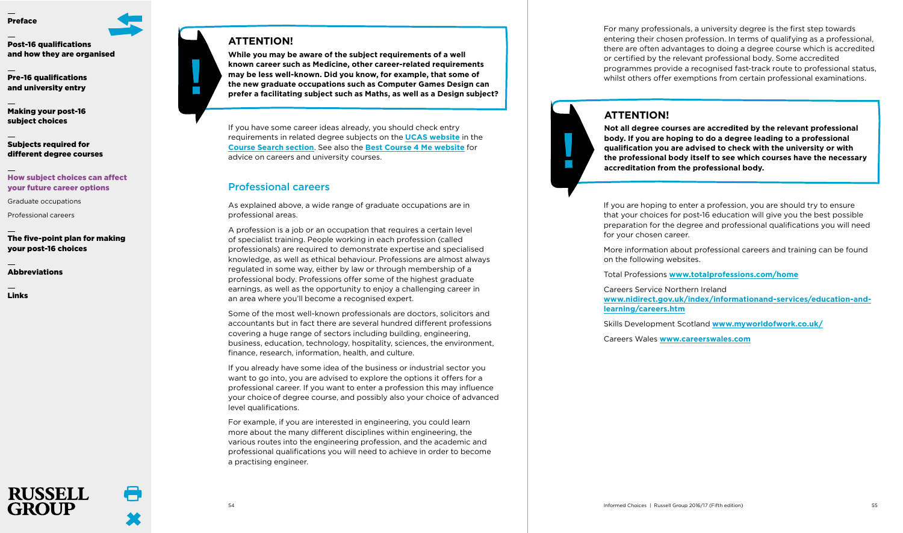## ATTENTION!

**While you may be aware of the subject requirements of a well known career such as Medicine, other career-related requirements may be less well-known. Did you know, for example, that some of the new graduate occupations such as Computer Games Design can prefer a facilitating subject such as Maths, as well as a Design subject?**

If you have some career ideas already, you should check entry requirements in related degree subjects on the **UCAS website** in the **Course Search section**. See also the **Best Course 4 Me website** for advice on careers and university courses.

## Professional careers

As explained above, a wide range of graduate occupations are in professional areas.

A profession is a job or an occupation that requires a certain level of specialist training. People working in each profession (called professionals) are required to demonstrate expertise and specialised knowledge, as well as ethical behaviour. Professions are almost always regulated in some way, either by law or through membership of a professional body. Professions offer some of the highest graduate earnings, as well as the opportunity to enjoy a challenging career in an area where you'll become a recognised expert.

Some of the most well-known professionals are doctors, solicitors and accountants but in fact there are several hundred different professions covering a huge range of sectors including building, engineering, business, education, technology, hospitality, sciences, the environment, finance, research, information, health, and culture.

If you already have some idea of the business or industrial sector you want to go into, you are advised to explore the options it offers for a professional career. If you want to enter a profession this may influence your choice of degree course, and possibly also your choice of advanced level qualifications.

For example, if you are interested in engineering, you could learn more about the many different disciplines within engineering, the various routes into the engineering profession, and the academic and professional qualifications you will need to achieve in order to become a practising engineer.

For many professionals, a university degree is the first step towards entering their chosen profession. In terms of qualifying as a professional, there are often advantages to doing a degree course which is accredited or certified by the relevant professional body. Some accredited programmes provide a recognised fast-track route to professional status, whilst others offer exemptions from certain professional examinations.

## ATTENTION!

**Not all degree courses are accredited by the relevant professional body. If you are hoping to do a degree leading to a professional qualification you are advised to check with the university or with the professional body itself to see which courses have the necessary accreditation from the professional body.**

If you are hoping to enter a profession, you are should try to ensure that your choices for post-16 education will give you the best possible preparation for the degree and professional qualifications you will need for your chosen career.

More information about professional careers and training can be found on the following websites.

Total Professions **www.totalprofessions.com/home**

Careers Service Northern Ireland **www.nidirect.gov.uk/index/informationand-services/education-and-learning/careers.htm**

Skills Development Scotland **www.myworldofwork.co.uk/**

Careers Wales **www.careerswales.com**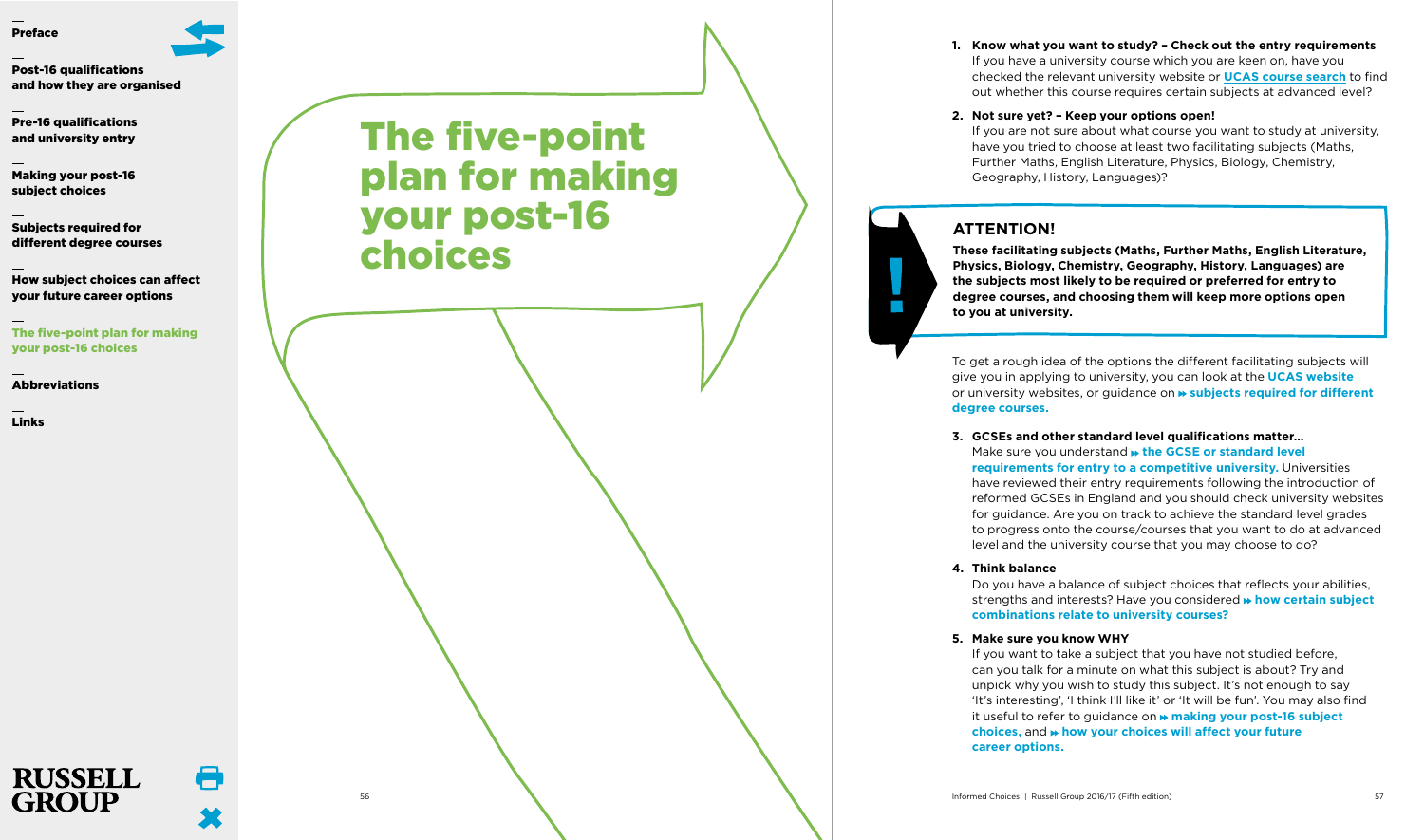# The five-point plan for making your post-16 choices

1. **Know what you want to study? – Check out the entry requirements**
   If you have a university course which you are keen on, have you checked the relevant university website or **UCAS course search** to find out whether this course requires certain subjects at advanced level?

2. **Not sure yet? – Keep your options open!**
   If you are not sure about what course you want to study at university, have you tried to choose at least two facilitating subjects (Maths, Further Maths, English Literature, Physics, Biology, Chemistry, Geography, History, Languages)?

> **ATTENTION!**
>
> **These facilitating subjects (Maths, Further Maths, English Literature, Physics, Biology, Chemistry, Geography, History, Languages) are the subjects most likely to be required or preferred for entry to degree courses, and choosing them will keep more options open to you at university.**

To get a rough idea of the options the different facilitating subjects will give you in applying to university, you can look at the **UCAS website** or university websites, or guidance on **subjects required for different degree courses.**

3. **GCSEs and other standard level qualifications matter…**
   Make sure you understand **the GCSE or standard level requirements for entry to a competitive university.** Universities have reviewed their entry requirements following the introduction of reformed GCSEs in England and you should check university websites for guidance. Are you on track to achieve the standard level grades to progress onto the course/courses that you want to do at advanced level and the university course that you may choose to do?

4. **Think balance**
   Do you have a balance of subject choices that reflects your abilities, strengths and interests? Have you considered **how certain subject combinations relate to university courses?**

5. **Make sure you know WHY**
   If you want to take a subject that you have not studied before, can you talk for a minute on what this subject is about? Try and unpick why you wish to study this subject. It's not enough to say 'It's interesting', 'I think I'll like it' or 'It will be fun'. You may also find it useful to refer to guidance on **making your post-16 subject choices,** and **how your choices will affect your future career options.**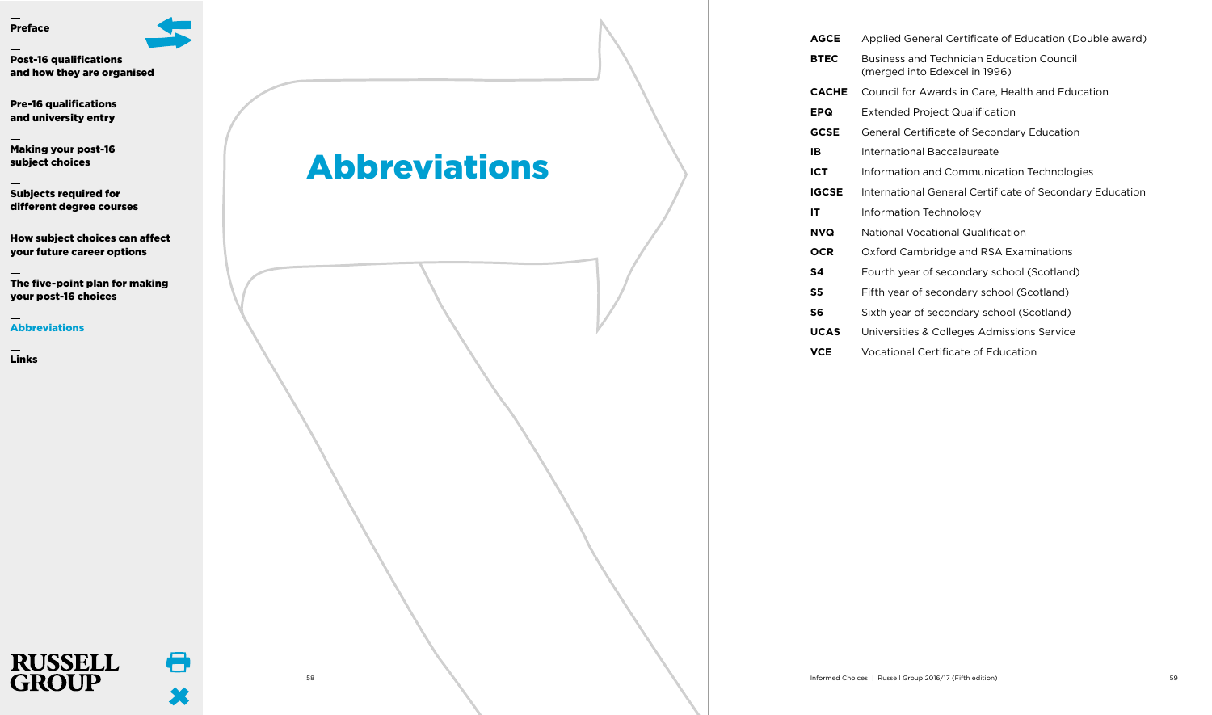# Abbreviations

| | |
|---|---|
| **AGCE** | Applied General Certificate of Education (Double award) |
| **BTEC** | Business and Technician Education Council (merged into Edexcel in 1996) |
| **CACHE** | Council for Awards in Care, Health and Education |
| **EPQ** | Extended Project Qualification |
| **GCSE** | General Certificate of Secondary Education |
| **IB** | International Baccalaureate |
| **ICT** | Information and Communication Technologies |
| **IGCSE** | International General Certificate of Secondary Education |
| **IT** | Information Technology |
| **NVQ** | National Vocational Qualification |
| **OCR** | Oxford Cambridge and RSA Examinations |
| **S4** | Fourth year of secondary school (Scotland) |
| **S5** | Fifth year of secondary school (Scotland) |
| **S6** | Sixth year of secondary school (Scotland) |
| **UCAS** | Universities & Colleges Admissions Service |
| **VCE** | Vocational Certificate of Education |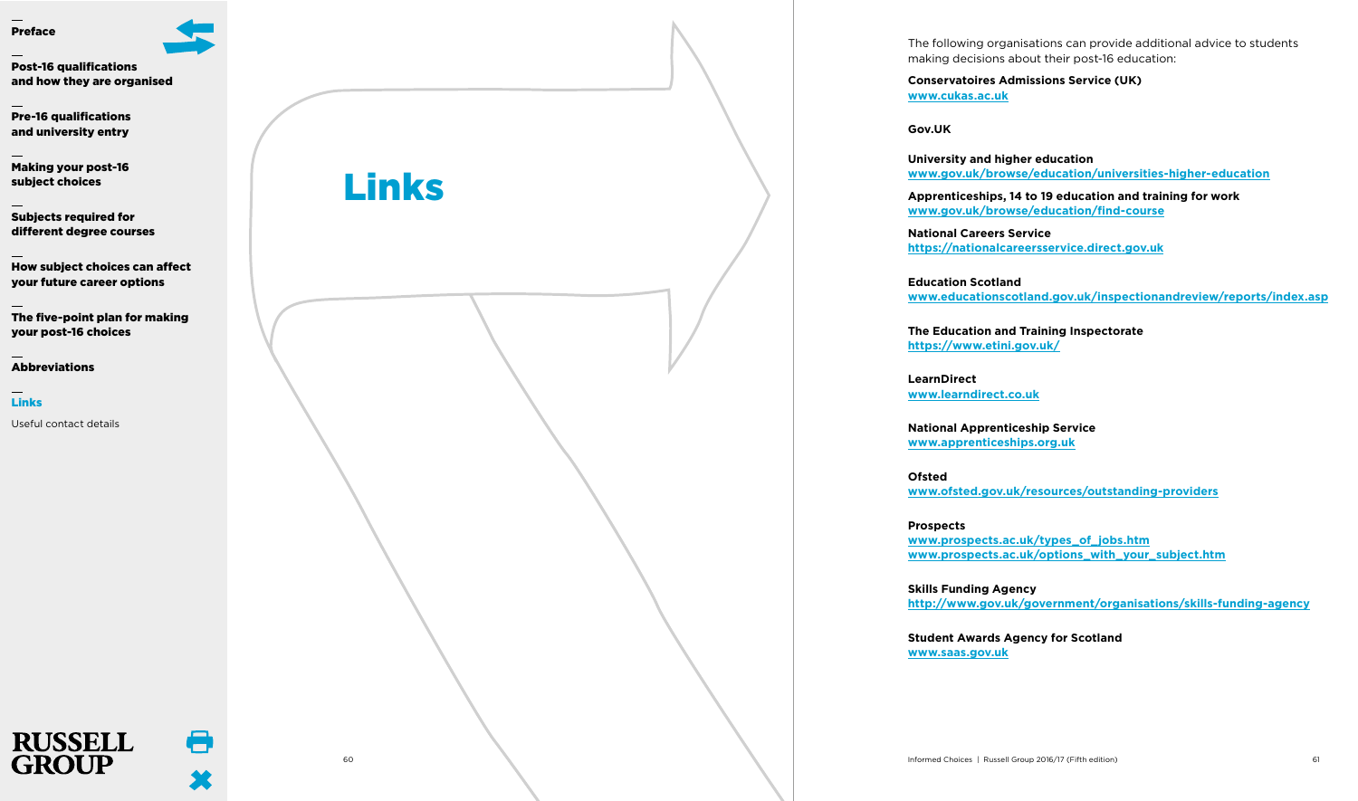# Links

The following organisations can provide additional advice to students making decisions about their post-16 education:

**Conservatoires Admissions Service (UK)**
www.cukas.ac.uk

**Gov.UK**

**University and higher education**
www.gov.uk/browse/education/universities-higher-education

**Apprenticeships, 14 to 19 education and training for work**
www.gov.uk/browse/education/find-course

**National Careers Service**
https://nationalcareersservice.direct.gov.uk

**Education Scotland**
www.educationscotland.gov.uk/inspectionandreview/reports/index.asp

**The Education and Training Inspectorate**
https://www.etini.gov.uk/

**LearnDirect**
www.learndirect.co.uk

**National Apprenticeship Service**
www.apprenticeships.org.uk

**Ofsted**
www.ofsted.gov.uk/resources/outstanding-providers

**Prospects**
www.prospects.ac.uk/types_of_jobs.htm
www.prospects.ac.uk/options_with_your_subject.htm

**Skills Funding Agency**
http://www.gov.uk/government/organisations/skills-funding-agency

**Student Awards Agency for Scotland**
www.saas.gov.uk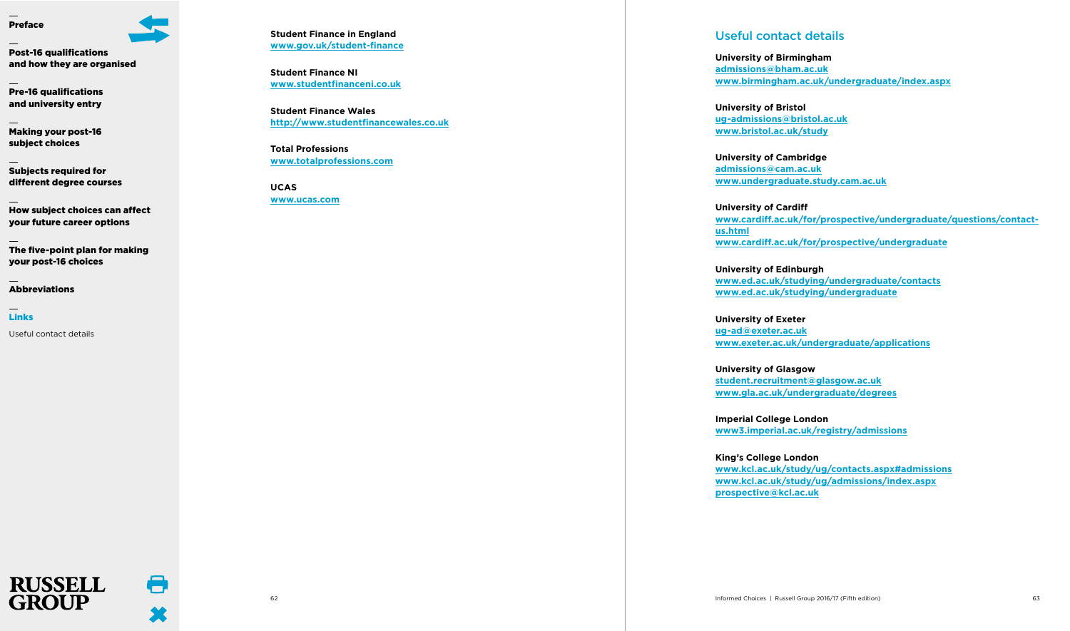**Student Finance in England**
www.gov.uk/student-finance

**Student Finance NI**
www.studentfinanceni.co.uk

**Student Finance Wales**
http://www.studentfinancewales.co.uk

**Total Professions**
www.totalprofessions.com

**UCAS**
www.ucas.com

## Useful contact details

**University of Birmingham**
admissions@bham.ac.uk
www.birmingham.ac.uk/undergraduate/index.aspx

**University of Bristol**
ug-admissions@bristol.ac.uk
www.bristol.ac.uk/study

**University of Cambridge**
admissions@cam.ac.uk
www.undergraduate.study.cam.ac.uk

**University of Cardiff**
www.cardiff.ac.uk/for/prospective/undergraduate/questions/contact-us.html
www.cardiff.ac.uk/for/prospective/undergraduate

**University of Edinburgh**
www.ed.ac.uk/studying/undergraduate/contacts
www.ed.ac.uk/studying/undergraduate

**University of Exeter**
ug-ad@exeter.ac.uk
www.exeter.ac.uk/undergraduate/applications

**University of Glasgow**
student.recruitment@glasgow.ac.uk
www.gla.ac.uk/undergraduate/degrees

**Imperial College London**
www3.imperial.ac.uk/registry/admissions

**King's College London**
www.kcl.ac.uk/study/ug/contacts.aspx#admissions
www.kcl.ac.uk/study/ug/admissions/index.aspx
prospective@kcl.ac.uk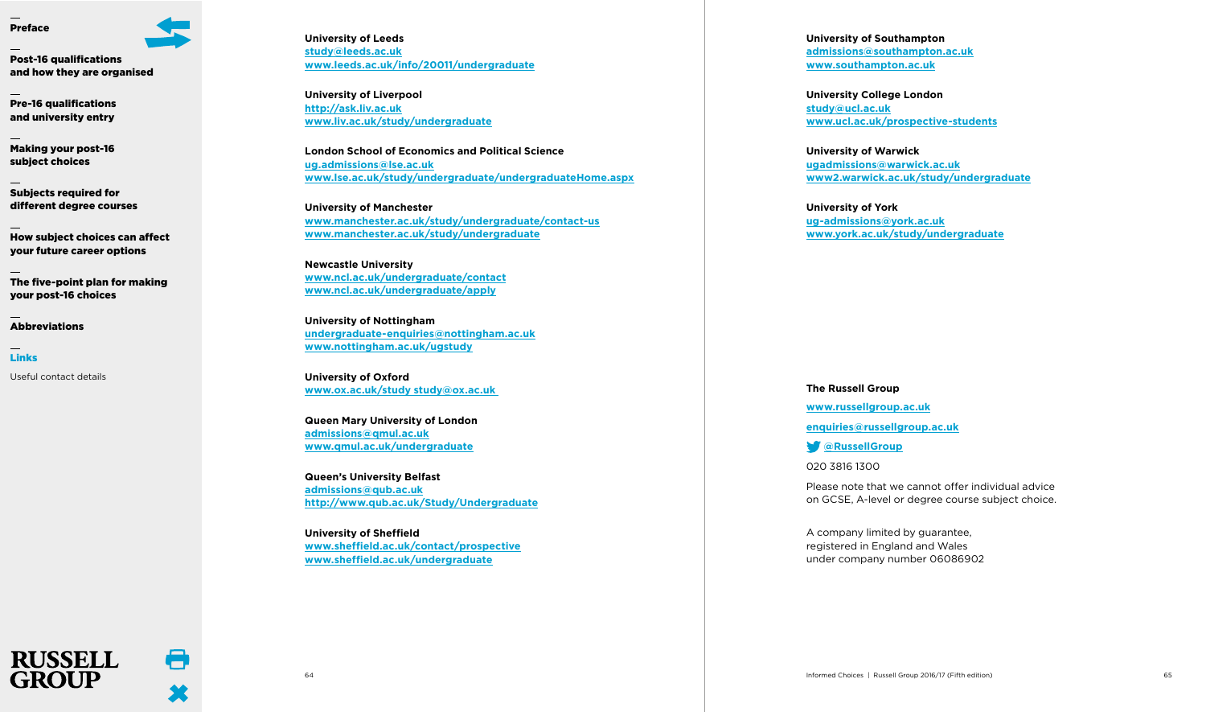**University of Leeds**
study@leeds.ac.uk
www.leeds.ac.uk/info/20011/undergraduate

**University of Liverpool**
http://ask.liv.ac.uk
www.liv.ac.uk/study/undergraduate

**London School of Economics and Political Science**
ug.admissions@lse.ac.uk
www.lse.ac.uk/study/undergraduate/undergraduateHome.aspx

**University of Manchester**
www.manchester.ac.uk/study/undergraduate/contact-us
www.manchester.ac.uk/study/undergraduate

**Newcastle University**
www.ncl.ac.uk/undergraduate/contact
www.ncl.ac.uk/undergraduate/apply

**University of Nottingham**
undergraduate-enquiries@nottingham.ac.uk
www.nottingham.ac.uk/ugstudy

**University of Oxford**
www.ox.ac.uk/study study@ox.ac.uk

**Queen Mary University of London**
admissions@qmul.ac.uk
www.qmul.ac.uk/undergraduate

**Queen's University Belfast**
admissions@qub.ac.uk
http://www.qub.ac.uk/Study/Undergraduate

**University of Sheffield**
www.sheffield.ac.uk/contact/prospective
www.sheffield.ac.uk/undergraduate

**University of Southampton**
admissions@southampton.ac.uk
www.southampton.ac.uk

**University College London**
study@ucl.ac.uk
www.ucl.ac.uk/prospective-students

**University of Warwick**
ugadmissions@warwick.ac.uk
www2.warwick.ac.uk/study/undergraduate

**University of York**
ug-admissions@york.ac.uk
www.york.ac.uk/study/undergraduate

**The Russell Group**

www.russellgroup.ac.uk

enquiries@russellgroup.ac.uk

@RussellGroup

020 3816 1300

Please note that we cannot offer individual advice on GCSE, A-level or degree course subject choice.

A company limited by guarantee, registered in England and Wales under company number 06086902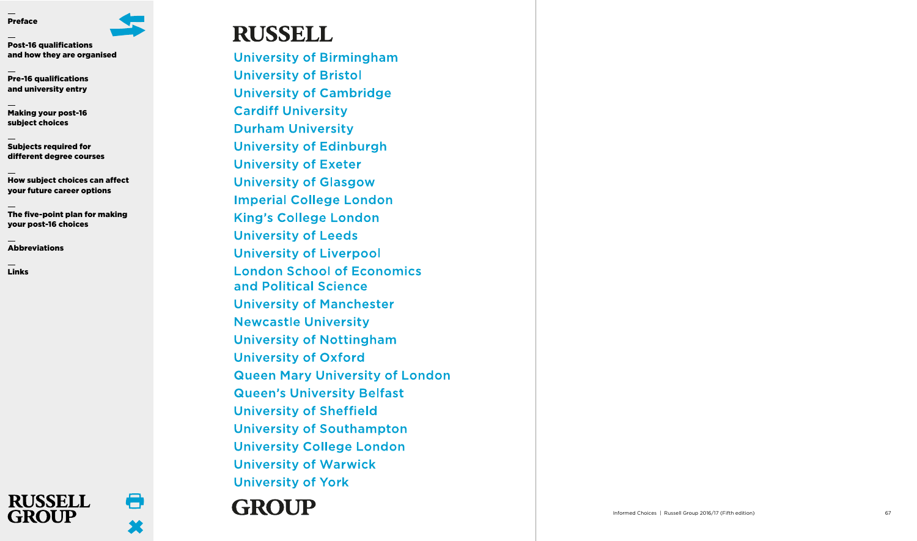# RUSSELL

- University of Birmingham
- University of Bristol
- University of Cambridge
- Cardiff University
- Durham University
- University of Edinburgh
- University of Exeter
- University of Glasgow
- Imperial College London
- King's College London
- University of Leeds
- University of Liverpool
- London School of Economics and Political Science
- University of Manchester
- Newcastle University
- University of Nottingham
- University of Oxford
- Queen Mary University of London
- Queen's University Belfast
- University of Sheffield
- University of Southampton
- University College London
- University of Warwick
- University of York

# GROUP